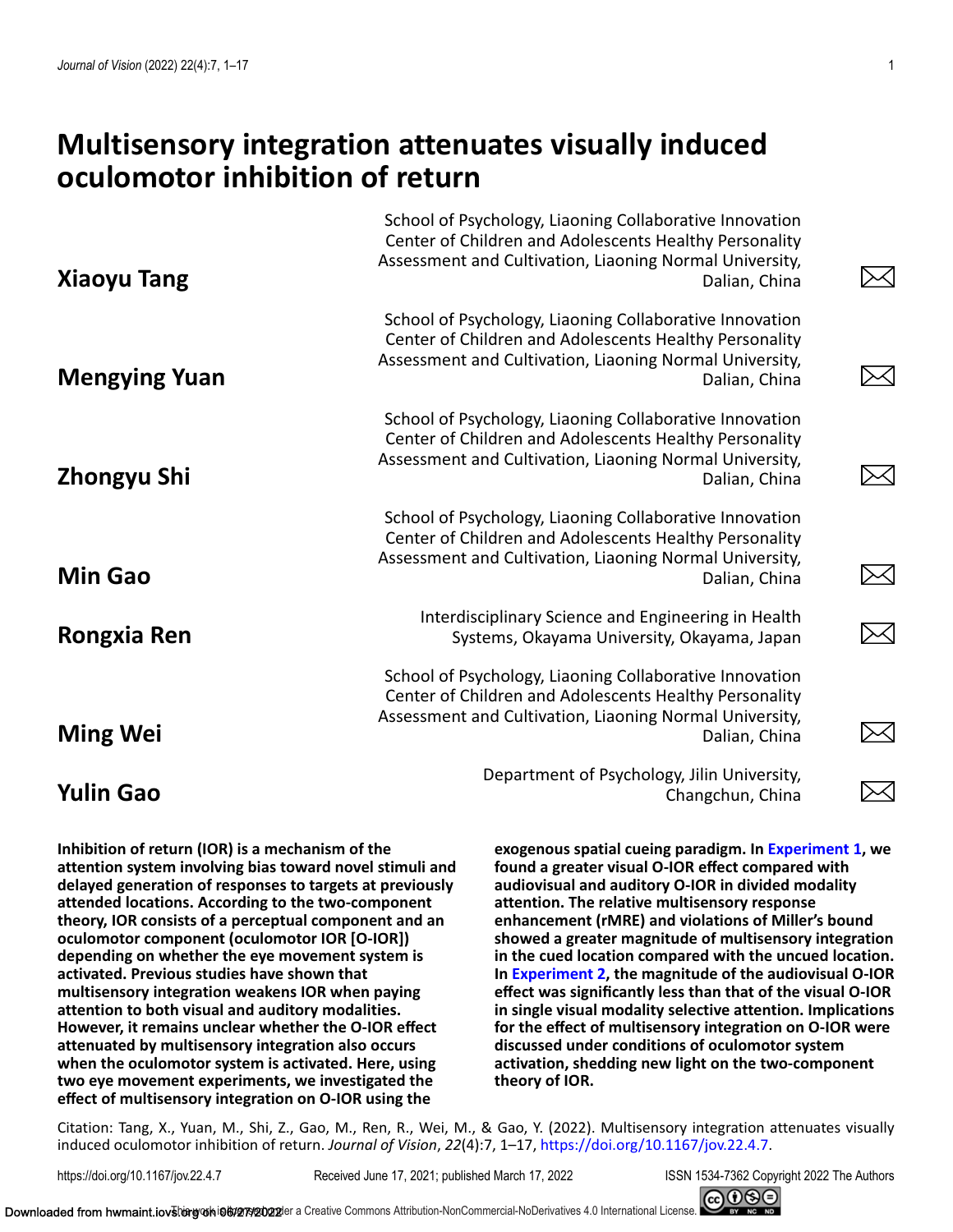# Multisensory integration attenuates visually induced oculomotor inhibition of return

**Xiaoyu Tang** — School of Psychology, Liaoning Collaborative Innovation Center of Children and Adolescents Healthy Personality Assessment and Cultivation, Liaoning Normal University, Dalian, China

**Mengying Yuan** — School of Psychology, Liaoning Collaborative Innovation Center of Children and Adolescents Healthy Personality Assessment and Cultivation, Liaoning Normal University, Dalian, China

**Zhongyu Shi** — School of Psychology, Liaoning Collaborative Innovation Center of Children and Adolescents Healthy Personality Assessment and Cultivation, Liaoning Normal University, Dalian, China

**Min Gao** — School of Psychology, Liaoning Collaborative Innovation Center of Children and Adolescents Healthy Personality Assessment and Cultivation, Liaoning Normal University, Dalian, China

**Rongxia Ren** — Interdisciplinary Science and Engineering in Health Systems, Okayama University, Okayama, Japan

**Ming Wei** — School of Psychology, Liaoning Collaborative Innovation Center of Children and Adolescents Healthy Personality Assessment and Cultivation, Liaoning Normal University, Dalian, China

**Yulin Gao** — Department of Psychology, Jilin University, Changchun, China

**Inhibition of return (IOR) is a mechanism of the attention system involving bias toward novel stimuli and delayed generation of responses to targets at previously attended locations. According to the two-component theory, IOR consists of a perceptual component and an oculomotor component (oculomotor IOR [O-IOR]) depending on whether the eye movement system is activated. Previous studies have shown that multisensory integration weakens IOR when paying attention to both visual and auditory modalities. However, it remains unclear whether the O-IOR effect attenuated by multisensory integration also occurs when the oculomotor system is activated. Here, using two eye movement experiments, we investigated the effect of multisensory integration on O-IOR using the exogenous spatial cueing paradigm. In Experiment 1, we found a greater visual O-IOR effect compared with audiovisual and auditory O-IOR in divided modality attention. The relative multisensory response enhancement (rMRE) and violations of Miller's bound showed a greater magnitude of multisensory integration in the cued location compared with the uncued location. In Experiment 2, the magnitude of the audiovisual O-IOR effect was significantly less than that of the visual O-IOR in single visual modality selective attention. Implications for the effect of multisensory integration on O-IOR were discussed under conditions of oculomotor system activation, shedding new light on the two-component theory of IOR.**

Citation: Tang, X., Yuan, M., Shi, Z., Gao, M., Ren, R., Wei, M., & Gao, Y. (2022). Multisensory integration attenuates visually induced oculomotor inhibition of return. *Journal of Vision*, *22*(4):7, 1–17, https://doi.org/10.1167/jov.22.4.7.

https://doi.org/10.1167/jov.22.4.7 Received June 17, 2021; published March 17, 2022 ISSN 1534-7362 Copyright 2022 The Authors

This work is licensed under a Creative Commons Attribution-NonCommercial-NoDerivatives 4.0 International License.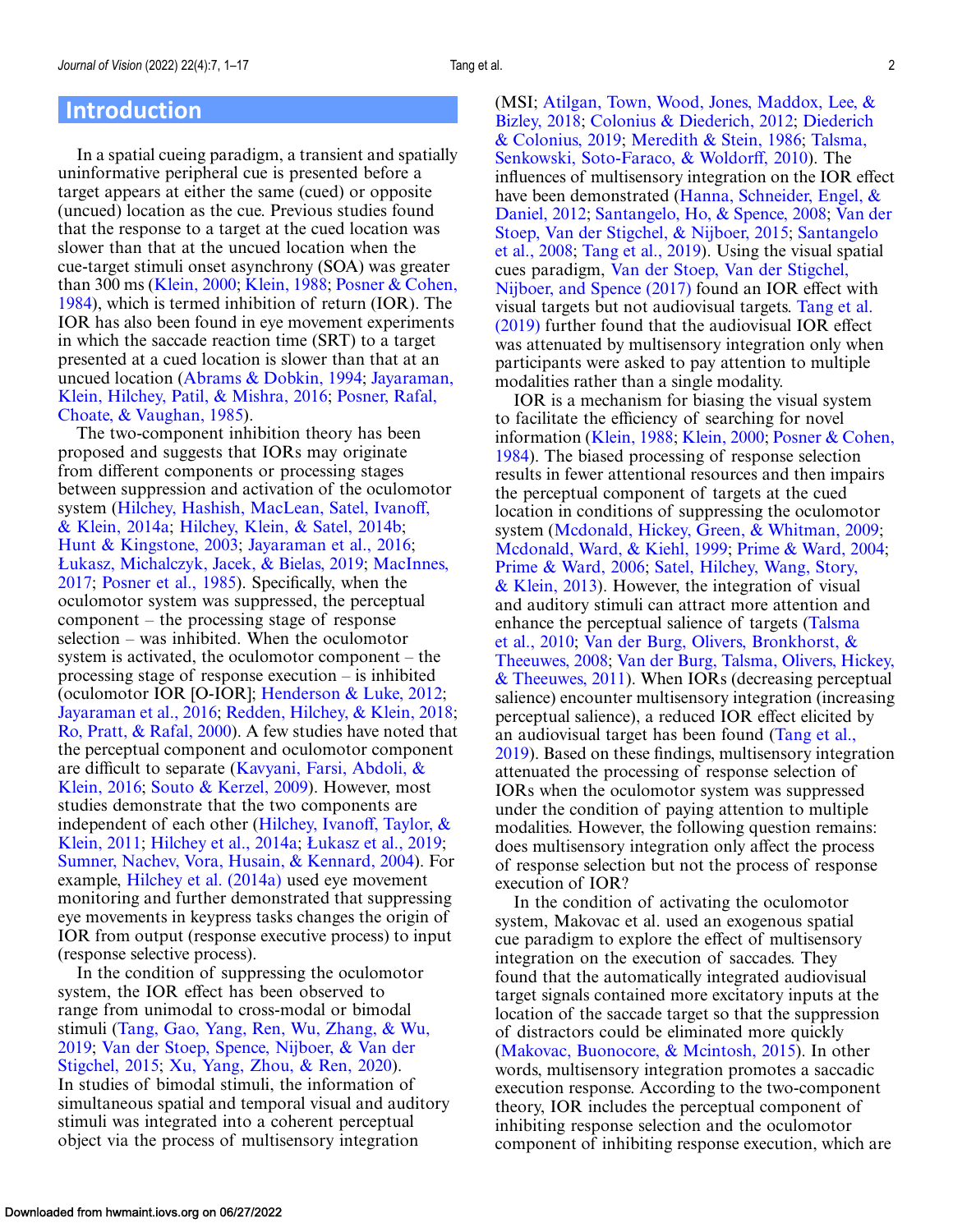## Introduction

In a spatial cueing paradigm, a transient and spatially uninformative peripheral cue is presented before a target appears at either the same (cued) or opposite (uncued) location as the cue. Previous studies found that the response to a target at the cued location was slower than that at the uncued location when the cue-target stimuli onset asynchrony (SOA) was greater than 300 ms (Klein, 2000; Klein, 1988; Posner & Cohen, 1984), which is termed inhibition of return (IOR). The IOR has also been found in eye movement experiments in which the saccade reaction time (SRT) to a target presented at a cued location is slower than that at an uncued location (Abrams & Dobkin, 1994; Jayaraman, Klein, Hilchey, Patil, & Mishra, 2016; Posner, Rafal, Choate, & Vaughan, 1985).

The two-component inhibition theory has been proposed and suggests that IORs may originate from different components or processing stages between suppression and activation of the oculomotor system (Hilchey, Hashish, MacLean, Satel, Ivanoff, & Klein, 2014a; Hilchey, Klein, & Satel, 2014b; Hunt & Kingstone, 2003; Jayaraman et al., 2016; Łukasz, Michalczyk, Jacek, & Bielas, 2019; MacInnes, 2017; Posner et al., 1985). Specifically, when the oculomotor system was suppressed, the perceptual component – the processing stage of response selection – was inhibited. When the oculomotor system is activated, the oculomotor component – the processing stage of response execution – is inhibited (oculomotor IOR [O-IOR]; Henderson & Luke, 2012; Jayaraman et al., 2016; Redden, Hilchey, & Klein, 2018; Ro, Pratt, & Rafal, 2000). A few studies have noted that the perceptual component and oculomotor component are difficult to separate (Kavyani, Farsi, Abdoli, & Klein, 2016; Souto & Kerzel, 2009). However, most studies demonstrate that the two components are independent of each other (Hilchey, Ivanoff, Taylor, & Klein, 2011; Hilchey et al., 2014a; Łukasz et al., 2019; Sumner, Nachev, Vora, Husain, & Kennard, 2004). For example, Hilchey et al. (2014a) used eye movement monitoring and further demonstrated that suppressing eye movements in keypress tasks changes the origin of IOR from output (response executive process) to input (response selective process).

In the condition of suppressing the oculomotor system, the IOR effect has been observed to range from unimodal to cross-modal or bimodal stimuli (Tang, Gao, Yang, Ren, Wu, Zhang, & Wu, 2019; Van der Stoep, Spence, Nijboer, & Van der Stigchel, 2015; Xu, Yang, Zhou, & Ren, 2020). In studies of bimodal stimuli, the information of simultaneous spatial and temporal visual and auditory stimuli was integrated into a coherent perceptual object via the process of multisensory integration (MSI; Atilgan, Town, Wood, Jones, Maddox, Lee, & Bizley, 2018; Colonius & Diederich, 2012; Diederich & Colonius, 2019; Meredith & Stein, 1986; Talsma, Senkowski, Soto-Faraco, & Woldorff, 2010). The influences of multisensory integration on the IOR effect have been demonstrated (Hanna, Schneider, Engel, & Daniel, 2012; Santangelo, Ho, & Spence, 2008; Van der Stoep, Van der Stigchel, & Nijboer, 2015; Santangelo et al., 2008; Tang et al., 2019). Using the visual spatial cues paradigm, Van der Stoep, Van der Stigchel, Nijboer, and Spence (2017) found an IOR effect with visual targets but not audiovisual targets. Tang et al. (2019) further found that the audiovisual IOR effect was attenuated by multisensory integration only when participants were asked to pay attention to multiple modalities rather than a single modality.

IOR is a mechanism for biasing the visual system to facilitate the efficiency of searching for novel information (Klein, 1988; Klein, 2000; Posner & Cohen, 1984). The biased processing of response selection results in fewer attentional resources and then impairs the perceptual component of targets at the cued location in conditions of suppressing the oculomotor system (Mcdonald, Hickey, Green, & Whitman, 2009; Mcdonald, Ward, & Kiehl, 1999; Prime & Ward, 2004; Prime & Ward, 2006; Satel, Hilchey, Wang, Story, & Klein, 2013). However, the integration of visual and auditory stimuli can attract more attention and enhance the perceptual salience of targets (Talsma et al., 2010; Van der Burg, Olivers, Bronkhorst, & Theeuwes, 2008; Van der Burg, Talsma, Olivers, Hickey, & Theeuwes, 2011). When IORs (decreasing perceptual salience) encounter multisensory integration (increasing perceptual salience), a reduced IOR effect elicited by an audiovisual target has been found (Tang et al., 2019). Based on these findings, multisensory integration attenuated the processing of response selection of IORs when the oculomotor system was suppressed under the condition of paying attention to multiple modalities. However, the following question remains: does multisensory integration only affect the process of response selection but not the process of response execution of IOR?

In the condition of activating the oculomotor system, Makovac et al. used an exogenous spatial cue paradigm to explore the effect of multisensory integration on the execution of saccades. They found that the automatically integrated audiovisual target signals contained more excitatory inputs at the location of the saccade target so that the suppression of distractors could be eliminated more quickly (Makovac, Buonocore, & Mcintosh, 2015). In other words, multisensory integration promotes a saccadic execution response. According to the two-component theory, IOR includes the perceptual component of inhibiting response selection and the oculomotor component of inhibiting response execution, which are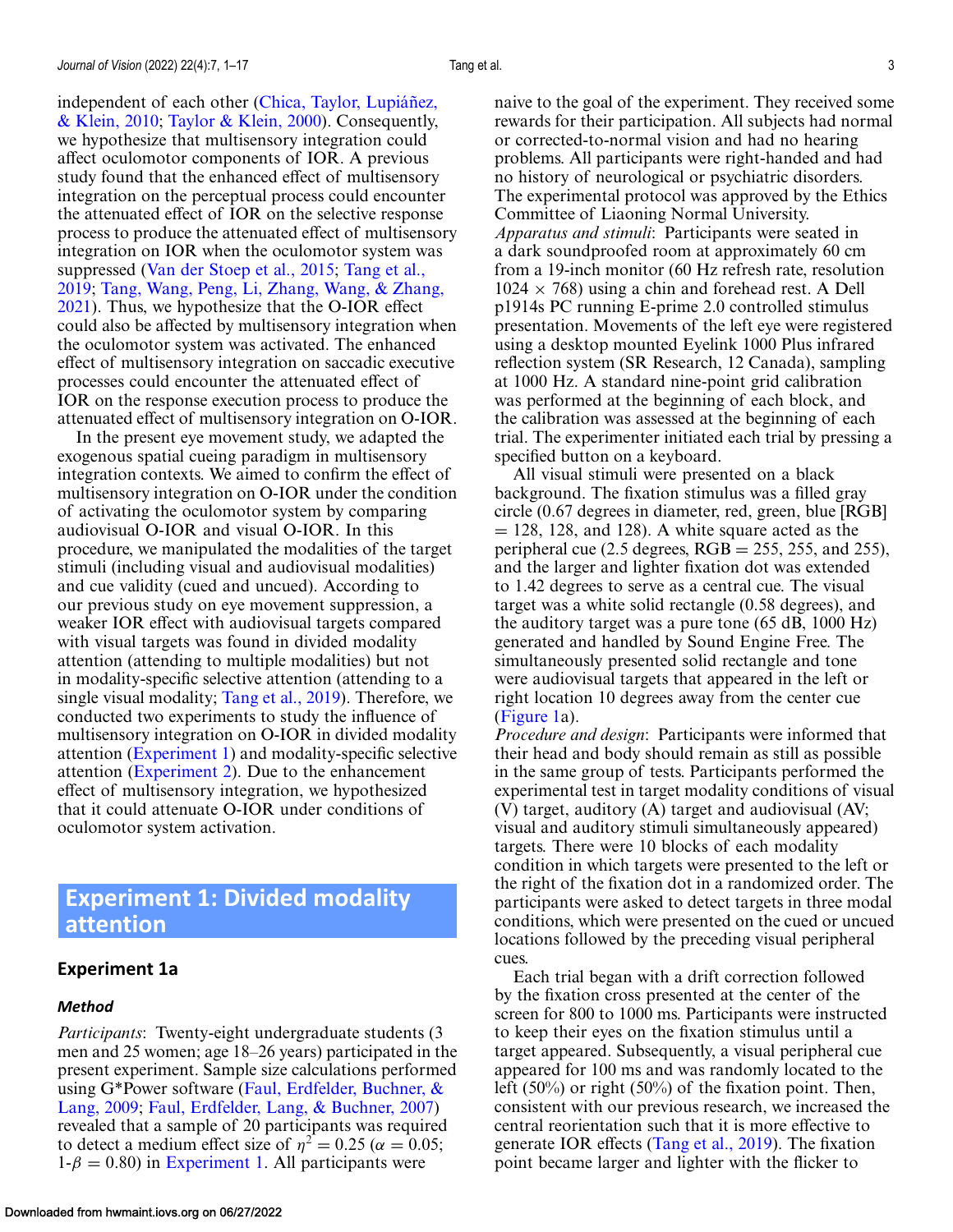independent of each other (Chica, Taylor, Lupiáñez, & Klein, 2010; Taylor & Klein, 2000). Consequently, we hypothesize that multisensory integration could affect oculomotor components of IOR. A previous study found that the enhanced effect of multisensory integration on the perceptual process could encounter the attenuated effect of IOR on the selective response process to produce the attenuated effect of multisensory integration on IOR when the oculomotor system was suppressed (Van der Stoep et al., 2015; Tang et al., 2019; Tang, Wang, Peng, Li, Zhang, Wang, & Zhang, 2021). Thus, we hypothesize that the O-IOR effect could also be affected by multisensory integration when the oculomotor system was activated. The enhanced effect of multisensory integration on saccadic executive processes could encounter the attenuated effect of IOR on the response execution process to produce the attenuated effect of multisensory integration on O-IOR.

In the present eye movement study, we adapted the exogenous spatial cueing paradigm in multisensory integration contexts. We aimed to confirm the effect of multisensory integration on O-IOR under the condition of activating the oculomotor system by comparing audiovisual O-IOR and visual O-IOR. In this procedure, we manipulated the modalities of the target stimuli (including visual and audiovisual modalities) and cue validity (cued and uncued). According to our previous study on eye movement suppression, a weaker IOR effect with audiovisual targets compared with visual targets was found in divided modality attention (attending to multiple modalities) but not in modality-specific selective attention (attending to a single visual modality; Tang et al., 2019). Therefore, we conducted two experiments to study the influence of multisensory integration on O-IOR in divided modality attention (Experiment 1) and modality-specific selective attention (Experiment 2). Due to the enhancement effect of multisensory integration, we hypothesized that it could attenuate O-IOR under conditions of oculomotor system activation.

# Experiment 1: Divided modality attention

## Experiment 1a

### Method

*Participants*: Twenty-eight undergraduate students (3 men and 25 women; age 18–26 years) participated in the present experiment. Sample size calculations performed using G*Power software (Faul, Erdfelder, Buchner, & Lang, 2009; Faul, Erdfelder, Lang, & Buchner, 2007) revealed that a sample of 20 participants was required to detect a medium effect size of $\eta^2 = 0.25$ ($\alpha = 0.05$; $1\text{-}\beta = 0.80$) in Experiment 1. All participants were naive to the goal of the experiment. They received some rewards for their participation. All subjects had normal or corrected-to-normal vision and had no hearing problems. All participants were right-handed and had no history of neurological or psychiatric disorders. The experimental protocol was approved by the Ethics Committee of Liaoning Normal University.

*Apparatus and stimuli*: Participants were seated in a dark soundproofed room at approximately 60 cm from a 19-inch monitor (60 Hz refresh rate, resolution 1024 × 768) using a chin and forehead rest. A Dell p1914s PC running E-prime 2.0 controlled stimulus presentation. Movements of the left eye were registered using a desktop mounted Eyelink 1000 Plus infrared reflection system (SR Research, 12 Canada), sampling at 1000 Hz. A standard nine-point grid calibration was performed at the beginning of each block, and the calibration was assessed at the beginning of each trial. The experimenter initiated each trial by pressing a specified button on a keyboard.

All visual stimuli were presented on a black background. The fixation stimulus was a filled gray circle (0.67 degrees in diameter, red, green, blue [RGB] = 128, 128, and 128). A white square acted as the peripheral cue (2.5 degrees, RGB = 255, 255, and 255), and the larger and lighter fixation dot was extended to 1.42 degrees to serve as a central cue. The visual target was a white solid rectangle (0.58 degrees), and the auditory target was a pure tone (65 dB, 1000 Hz) generated and handled by Sound Engine Free. The simultaneously presented solid rectangle and tone were audiovisual targets that appeared in the left or right location 10 degrees away from the center cue (Figure 1a).

*Procedure and design*: Participants were informed that their head and body should remain as still as possible in the same group of tests. Participants performed the experimental test in target modality conditions of visual (V) target, auditory (A) target and audiovisual (AV; visual and auditory stimuli simultaneously appeared) targets. There were 10 blocks of each modality condition in which targets were presented to the left or the right of the fixation dot in a randomized order. The participants were asked to detect targets in three modal conditions, which were presented on the cued or uncued locations followed by the preceding visual peripheral cues.

Each trial began with a drift correction followed by the fixation cross presented at the center of the screen for 800 to 1000 ms. Participants were instructed to keep their eyes on the fixation stimulus until a target appeared. Subsequently, a visual peripheral cue appeared for 100 ms and was randomly located to the left (50%) or right (50%) of the fixation point. Then, consistent with our previous research, we increased the central reorientation such that it is more effective to generate IOR effects (Tang et al., 2019). The fixation point became larger and lighter with the flicker to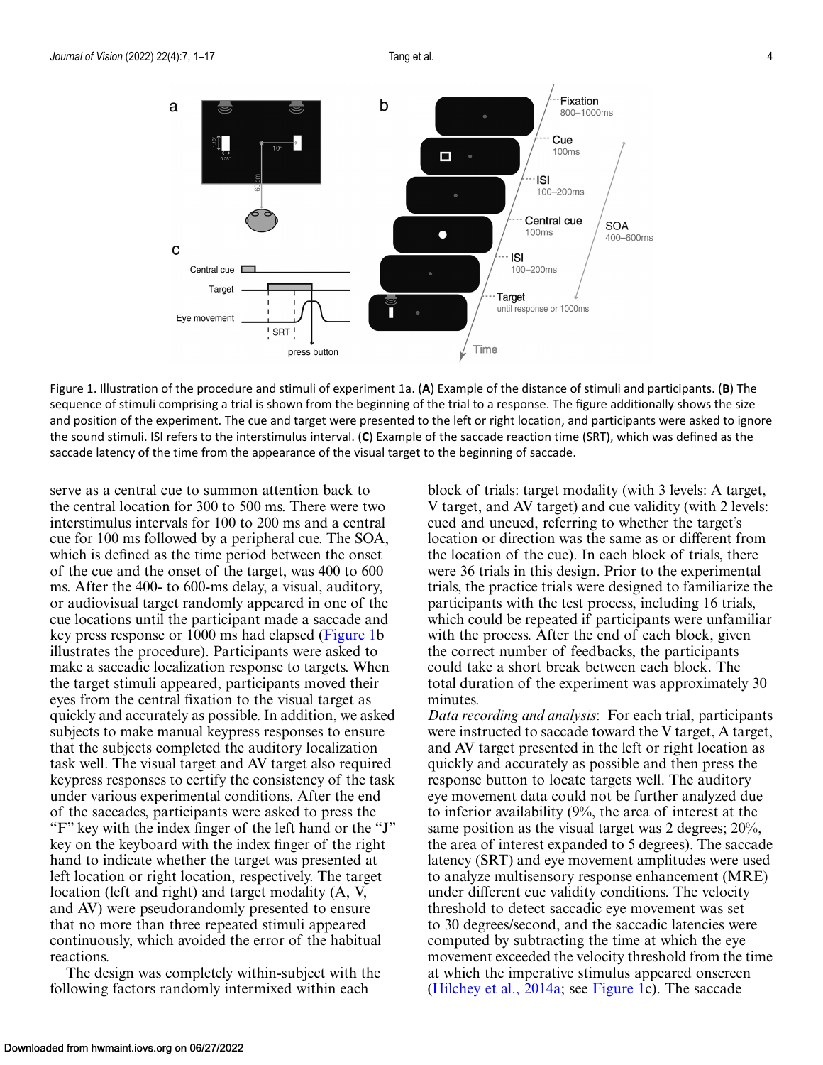Figure 1. Illustration of the procedure and stimuli of experiment 1a. (**A**) Example of the distance of stimuli and participants. (**B**) The sequence of stimuli comprising a trial is shown from the beginning of the trial to a response. The figure additionally shows the size and position of the experiment. The cue and target were presented to the left or right location, and participants were asked to ignore the sound stimuli. ISI refers to the interstimulus interval. (**C**) Example of the saccade reaction time (SRT), which was defined as the saccade latency of the time from the appearance of the visual target to the beginning of saccade.

serve as a central cue to summon attention back to the central location for 300 to 500 ms. There were two interstimulus intervals for 100 to 200 ms and a central cue for 100 ms followed by a peripheral cue. The SOA, which is defined as the time period between the onset of the cue and the onset of the target, was 400 to 600 ms. After the 400- to 600-ms delay, a visual, auditory, or audiovisual target randomly appeared in one of the cue locations until the participant made a saccade and key press response or 1000 ms had elapsed (Figure 1b illustrates the procedure). Participants were asked to make a saccadic localization response to targets. When the target stimuli appeared, participants moved their eyes from the central fixation to the visual target as quickly and accurately as possible. In addition, we asked subjects to make manual keypress responses to ensure that the subjects completed the auditory localization task well. The visual target and AV target also required keypress responses to certify the consistency of the task under various experimental conditions. After the end of the saccades, participants were asked to press the "F" key with the index finger of the left hand or the "J" key on the keyboard with the index finger of the right hand to indicate whether the target was presented at left location or right location, respectively. The target location (left and right) and target modality (A, V, and AV) were pseudorandomly presented to ensure that no more than three repeated stimuli appeared continuously, which avoided the error of the habitual reactions.

The design was completely within-subject with the following factors randomly intermixed within each block of trials: target modality (with 3 levels: A target, V target, and AV target) and cue validity (with 2 levels: cued and uncued, referring to whether the target's location or direction was the same as or different from the location of the cue). In each block of trials, there were 36 trials in this design. Prior to the experimental trials, the practice trials were designed to familiarize the participants with the test process, including 16 trials, which could be repeated if participants were unfamiliar with the process. After the end of each block, given the correct number of feedbacks, the participants could take a short break between each block. The total duration of the experiment was approximately 30 minutes.

*Data recording and analysis*: For each trial, participants were instructed to saccade toward the V target, A target, and AV target presented in the left or right location as quickly and accurately as possible and then press the response button to locate targets well. The auditory eye movement data could not be further analyzed due to inferior availability (9%, the area of interest at the same position as the visual target was 2 degrees; 20%, the area of interest expanded to 5 degrees). The saccade latency (SRT) and eye movement amplitudes were used to analyze multisensory response enhancement (MRE) under different cue validity conditions. The velocity threshold to detect saccadic eye movement was set to 30 degrees/second, and the saccadic latencies were computed by subtracting the time at which the eye movement exceeded the velocity threshold from the time at which the imperative stimulus appeared onscreen (Hilchey et al., 2014a; see Figure 1c). The saccade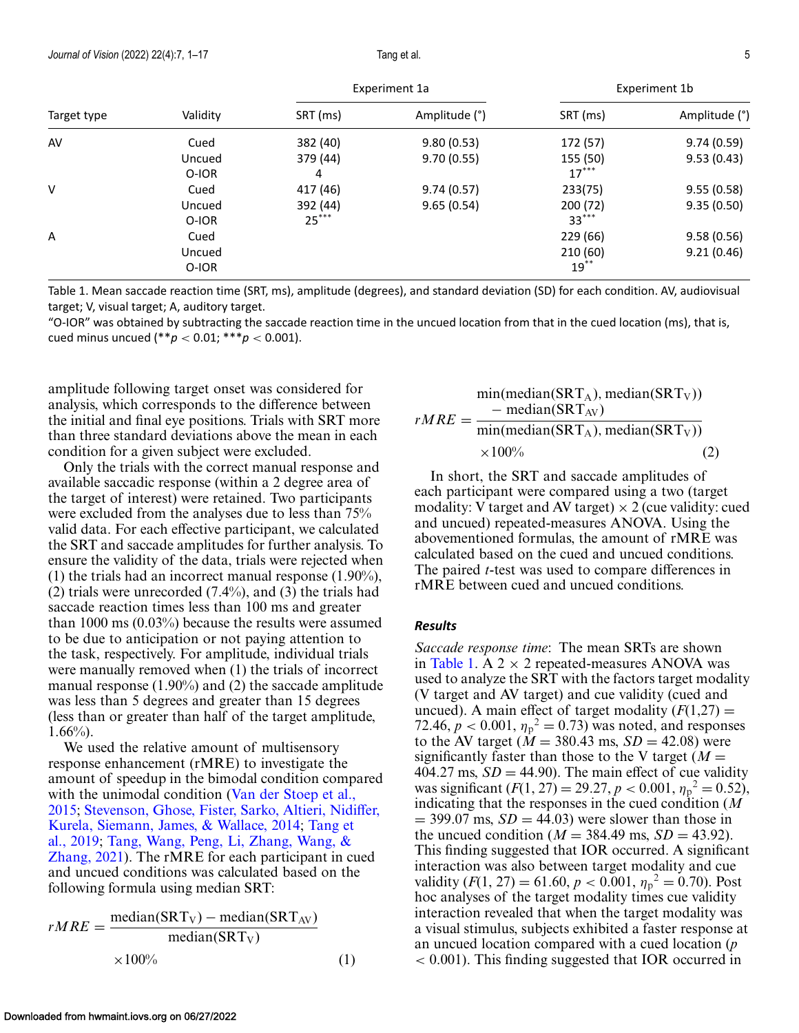| Target type | Validity | Experiment 1a |  | Experiment 1b |  |
|---|---|---|---|---|---|
|  |  | SRT (ms) | Amplitude (°) | SRT (ms) | Amplitude (°) |
| AV | Cued | 382 (40) | 9.80 (0.53) | 172 (57) | 9.74 (0.59) |
|  | Uncued | 379 (44) | 9.70 (0.55) | 155 (50) | 9.53 (0.43) |
|  | O-IOR | 4 |  | 17*** |  |
| V | Cued | 417 (46) | 9.74 (0.57) | 233(75) | 9.55 (0.58) |
|  | Uncued | 392 (44) | 9.65 (0.54) | 200 (72) | 9.35 (0.50) |
|  | O-IOR | 25*** |  | 33*** |  |
| A | Cued |  |  | 229 (66) | 9.58 (0.56) |
|  | Uncued |  |  | 210 (60) | 9.21 (0.46) |
|  | O-IOR |  |  | 19** |  |

Table 1. Mean saccade reaction time (SRT, ms), amplitude (degrees), and standard deviation (SD) for each condition. AV, audiovisual target; V, visual target; A, auditory target.
"O-IOR" was obtained by subtracting the saccade reaction time in the uncued location from that in the cued location (ms), that is, cued minus uncued (** $p < 0.01$; *** $p < 0.001$).

amplitude following target onset was considered for analysis, which corresponds to the difference between the initial and final eye positions. Trials with SRT more than three standard deviations above the mean in each condition for a given subject were excluded.

Only the trials with the correct manual response and available saccadic response (within a 2 degree area of the target of interest) were retained. Two participants were excluded from the analyses due to less than 75% valid data. For each effective participant, we calculated the SRT and saccade amplitudes for further analysis. To ensure the validity of the data, trials were rejected when (1) the trials had an incorrect manual response (1.90%), (2) trials were unrecorded (7.4%), and (3) the trials had saccade reaction times less than 100 ms and greater than 1000 ms (0.03%) because the results were assumed to be due to anticipation or not paying attention to the task, respectively. For amplitude, individual trials were manually removed when (1) the trials of incorrect manual response (1.90%) and (2) the saccade amplitude was less than 5 degrees and greater than 15 degrees (less than or greater than half of the target amplitude, 1.66%).

We used the relative amount of multisensory response enhancement (rMRE) to investigate the amount of speedup in the bimodal condition compared with the unimodal condition (Van der Stoep et al., 2015; Stevenson, Ghose, Fister, Sarko, Altieri, Nidiffer, Kurela, Siemann, James, & Wallace, 2014; Tang et al., 2019; Tang, Wang, Peng, Li, Zhang, Wang, & Zhang, 2021). The rMRE for each participant in cued and uncued conditions was calculated based on the following formula using median SRT:

$$rMRE = \frac{\text{median}(\text{SRT}_\text{V}) - \text{median}(\text{SRT}_\text{AV})}{\text{median}(\text{SRT}_\text{V})} \times 100\% \qquad (1)$$

$$rMRE = \frac{\min(\text{median}(\text{SRT}_\text{A}), \text{median}(\text{SRT}_\text{V})) - \text{median}(\text{SRT}_\text{AV})}{\min(\text{median}(\text{SRT}_\text{A}), \text{median}(\text{SRT}_\text{V}))} \times 100\% \qquad (2)$$

In short, the SRT and saccade amplitudes of each participant were compared using a two (target modality: V target and AV target) × 2 (cue validity: cued and uncued) repeated-measures ANOVA. Using the abovementioned formulas, the amount of rMRE was calculated based on the cued and uncued conditions. The paired *t*-test was used to compare differences in rMRE between cued and uncued conditions.

### *Results*

*Saccade response time*: The mean SRTs are shown in Table 1. A 2 × 2 repeated-measures ANOVA was used to analyze the SRT with the factors target modality (V target and AV target) and cue validity (cued and uncued). A main effect of target modality ($F(1,27) = 72.46$, $p < 0.001$, $\eta_p^2 = 0.73$) was noted, and responses to the AV target ($M = 380.43$ ms, $SD = 42.08$) were significantly faster than those to the V target ($M = 404.27$ ms, $SD = 44.90$). The main effect of cue validity was significant ($F(1, 27) = 29.27$, $p < 0.001$, $\eta_p^2 = 0.52$), indicating that the responses in the cued condition ($M = 399.07$ ms, $SD = 44.03$) were slower than those in the uncued condition ($M = 384.49$ ms, $SD = 43.92$). This finding suggested that IOR occurred. A significant interaction was also between target modality and cue validity ($F(1, 27) = 61.60$, $p < 0.001$, $\eta_p^2 = 0.70$). Post hoc analyses of the target modality times cue validity interaction revealed that when the target modality was a visual stimulus, subjects exhibited a faster response at an uncued location compared with a cued location ($p < 0.001$). This finding suggested that IOR occurred in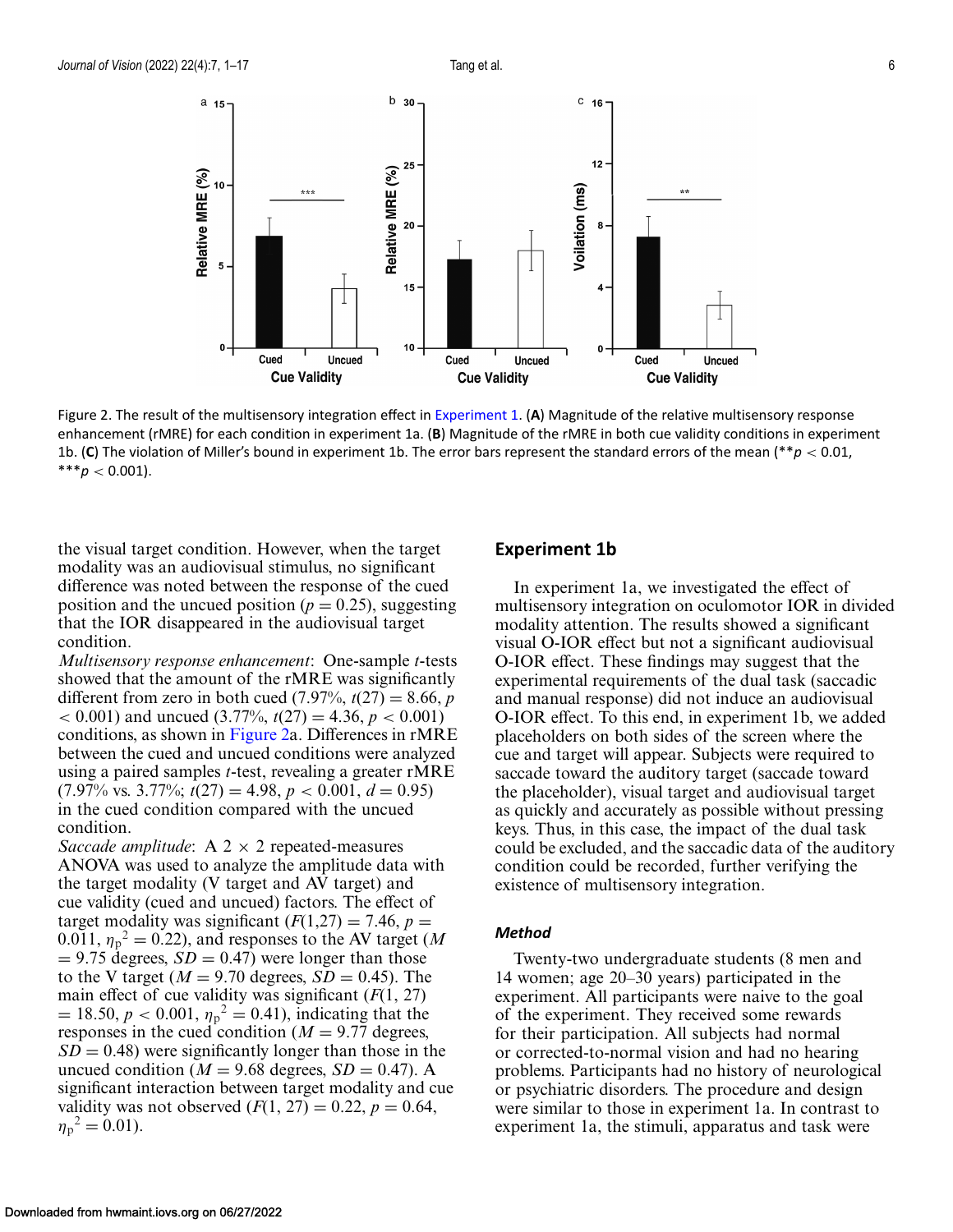Figure 2. The result of the multisensory integration effect in Experiment 1. (**A**) Magnitude of the relative multisensory response enhancement (rMRE) for each condition in experiment 1a. (**B**) Magnitude of the rMRE in both cue validity conditions in experiment 1b. (**C**) The violation of Miller's bound in experiment 1b. The error bars represent the standard errors of the mean (** $p < 0.01$, *** $p < 0.001$).

the visual target condition. However, when the target modality was an audiovisual stimulus, no significant difference was noted between the response of the cued position and the uncued position ($p = 0.25$), suggesting that the IOR disappeared in the audiovisual target condition.

*Multisensory response enhancement*: One-sample *t*-tests showed that the amount of the rMRE was significantly different from zero in both cued (7.97%, $t(27) = 8.66$, $p < 0.001$) and uncued (3.77%, $t(27) = 4.36$, $p < 0.001$) conditions, as shown in Figure 2a. Differences in rMRE between the cued and uncued conditions were analyzed using a paired samples *t*-test, revealing a greater rMRE (7.97% vs. 3.77%; $t(27) = 4.98$, $p < 0.001$, $d = 0.95$) in the cued condition compared with the uncued condition.

*Saccade amplitude*: A 2 × 2 repeated-measures ANOVA was used to analyze the amplitude data with the target modality (V target and AV target) and cue validity (cued and uncued) factors. The effect of target modality was significant ($F(1,27) = 7.46$, $p = 0.011$, $\eta_p^2 = 0.22$), and responses to the AV target ($M = 9.75$ degrees, $SD = 0.47$) were longer than those to the V target ($M = 9.70$ degrees, $SD = 0.45$). The main effect of cue validity was significant ($F(1, 27) = 18.50$, $p < 0.001$, $\eta_p^2 = 0.41$), indicating that the responses in the cued condition ($M = 9.77$ degrees, $SD = 0.48$) were significantly longer than those in the uncued condition ($M = 9.68$ degrees, $SD = 0.47$). A significant interaction between target modality and cue validity was not observed ($F(1, 27) = 0.22$, $p = 0.64$, $\eta_p^2 = 0.01$).

## Experiment 1b

In experiment 1a, we investigated the effect of multisensory integration on oculomotor IOR in divided modality attention. The results showed a significant visual O-IOR effect but not a significant audiovisual O-IOR effect. These findings may suggest that the experimental requirements of the dual task (saccadic and manual response) did not induce an audiovisual O-IOR effect. To this end, in experiment 1b, we added placeholders on both sides of the screen where the cue and target will appear. Subjects were required to saccade toward the auditory target (saccade toward the placeholder), visual target and audiovisual target as quickly and accurately as possible without pressing keys. Thus, in this case, the impact of the dual task could be excluded, and the saccadic data of the auditory condition could be recorded, further verifying the existence of multisensory integration.

### Method

Twenty-two undergraduate students (8 men and 14 women; age 20–30 years) participated in the experiment. All participants were naive to the goal of the experiment. They received some rewards for their participation. All subjects had normal or corrected-to-normal vision and had no hearing problems. Participants had no history of neurological or psychiatric disorders. The procedure and design were similar to those in experiment 1a. In contrast to experiment 1a, the stimuli, apparatus and task were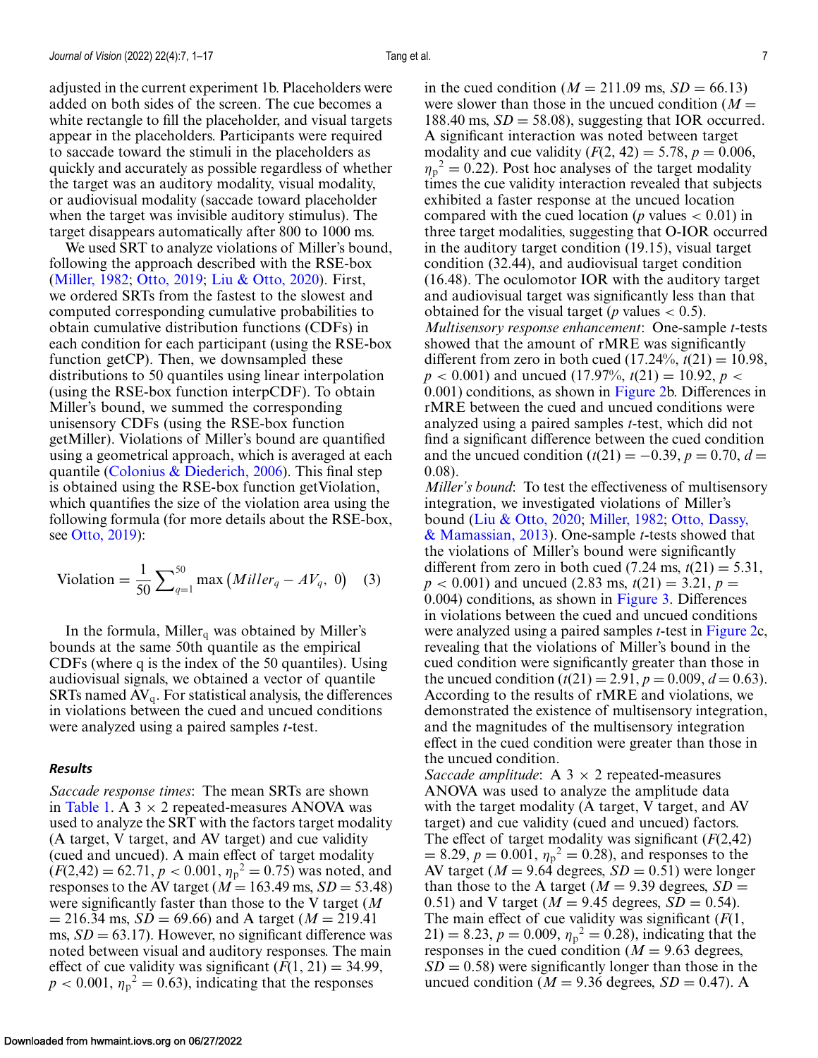adjusted in the current experiment 1b. Placeholders were added on both sides of the screen. The cue becomes a white rectangle to fill the placeholder, and visual targets appear in the placeholders. Participants were required to saccade toward the stimuli in the placeholders as quickly and accurately as possible regardless of whether the target was an auditory modality, visual modality, or audiovisual modality (saccade toward placeholder when the target was invisible auditory stimulus). The target disappears automatically after 800 to 1000 ms.

We used SRT to analyze violations of Miller's bound, following the approach described with the RSE-box (Miller, 1982; Otto, 2019; Liu & Otto, 2020). First, we ordered SRTs from the fastest to the slowest and computed corresponding cumulative probabilities to obtain cumulative distribution functions (CDFs) in each condition for each participant (using the RSE-box function getCP). Then, we downsampled these distributions to 50 quantiles using linear interpolation (using the RSE-box function interpCDF). To obtain Miller's bound, we summed the corresponding unisensory CDFs (using the RSE-box function getMiller). Violations of Miller's bound are quantified using a geometrical approach, which is averaged at each quantile (Colonius & Diederich, 2006). This final step is obtained using the RSE-box function getViolation, which quantifies the size of the violation area using the following formula (for more details about the RSE-box, see Otto, 2019):

$$\text{Violation} = \frac{1}{50}\sum\nolimits_{q=1}^{50} \max\left(Miller_q - AV_q,\ 0\right) \quad (3)$$

In the formula, $\text{Miller}_q$ was obtained by Miller's bounds at the same 50th quantile as the empirical CDFs (where q is the index of the 50 quantiles). Using audiovisual signals, we obtained a vector of quantile SRTs named $\text{AV}_q$. For statistical analysis, the differences in violations between the cued and uncued conditions were analyzed using a paired samples *t*-test.

### Results

*Saccade response times*: The mean SRTs are shown in Table 1. A 3 × 2 repeated-measures ANOVA was used to analyze the SRT with the factors target modality (A target, V target, and AV target) and cue validity (cued and uncued). A main effect of target modality ($F(2,42) = 62.71$, $p < 0.001$, $\eta_p^2 = 0.75$) was noted, and responses to the AV target ($M = 163.49$ ms, $SD = 53.48$) were significantly faster than those to the V target ($M = 216.34$ ms, $SD = 69.66$) and A target ($M = 219.41$ ms, $SD = 63.17$). However, no significant difference was noted between visual and auditory responses. The main effect of cue validity was significant ($F(1, 21) = 34.99$, $p < 0.001$, $\eta_p^2 = 0.63$), indicating that the responses in the cued condition ($M = 211.09$ ms, $SD = 66.13$) were slower than those in the uncued condition ($M = 188.40$ ms, $SD = 58.08$), suggesting that IOR occurred. A significant interaction was noted between target modality and cue validity ($F(2, 42) = 5.78$, $p = 0.006$, $\eta_p^2 = 0.22$). Post hoc analyses of the target modality times the cue validity interaction revealed that subjects exhibited a faster response at the uncued location compared with the cued location ($p$ values $< 0.01$) in three target modalities, suggesting that O-IOR occurred in the auditory target condition (19.15), visual target condition (32.44), and audiovisual target condition (16.48). The oculomotor IOR with the auditory target and audiovisual target was significantly less than that obtained for the visual target ($p$ values $< 0.5$).

*Multisensory response enhancement*: One-sample *t*-tests showed that the amount of rMRE was significantly different from zero in both cued (17.24%, $t(21) = 10.98$, $p < 0.001$) and uncued (17.97%, $t(21) = 10.92$, $p < 0.001$) conditions, as shown in Figure 2b. Differences in rMRE between the cued and uncued conditions were analyzed using a paired samples *t*-test, which did not find a significant difference between the cued condition and the uncued condition ($t(21) = -0.39$, $p = 0.70$, $d = 0.08$).

*Miller's bound*: To test the effectiveness of multisensory integration, we investigated violations of Miller's bound (Liu & Otto, 2020; Miller, 1982; Otto, Dassy, & Mamassian, 2013). One-sample *t*-tests showed that the violations of Miller's bound were significantly different from zero in both cued (7.24 ms, $t(21) = 5.31$, $p < 0.001$) and uncued (2.83 ms, $t(21) = 3.21$, $p = 0.004$) conditions, as shown in Figure 3. Differences in violations between the cued and uncued conditions were analyzed using a paired samples *t*-test in Figure 2c, revealing that the violations of Miller's bound in the cued condition were significantly greater than those in the uncued condition ($t(21) = 2.91$, $p = 0.009$, $d = 0.63$). According to the results of rMRE and violations, we demonstrated the existence of multisensory integration, and the magnitudes of the multisensory integration effect in the cued condition were greater than those in the uncued condition.

*Saccade amplitude*: A 3 × 2 repeated-measures ANOVA was used to analyze the amplitude data with the target modality (A target, V target, and AV target) and cue validity (cued and uncued) factors. The effect of target modality was significant ($F(2,42) = 8.29$, $p = 0.001$, $\eta_p^2 = 0.28$), and responses to the AV target ($M = 9.64$ degrees, $SD = 0.51$) were longer than those to the A target ($M = 9.39$ degrees, $SD = 0.51$) and V target ($M = 9.45$ degrees, $SD = 0.54$). The main effect of cue validity was significant ($F(1, 21) = 8.23$, $p = 0.009$, $\eta_p^2 = 0.28$), indicating that the responses in the cued condition ($M = 9.63$ degrees, $SD = 0.58$) were significantly longer than those in the uncued condition ($M = 9.36$ degrees, $SD = 0.47$). A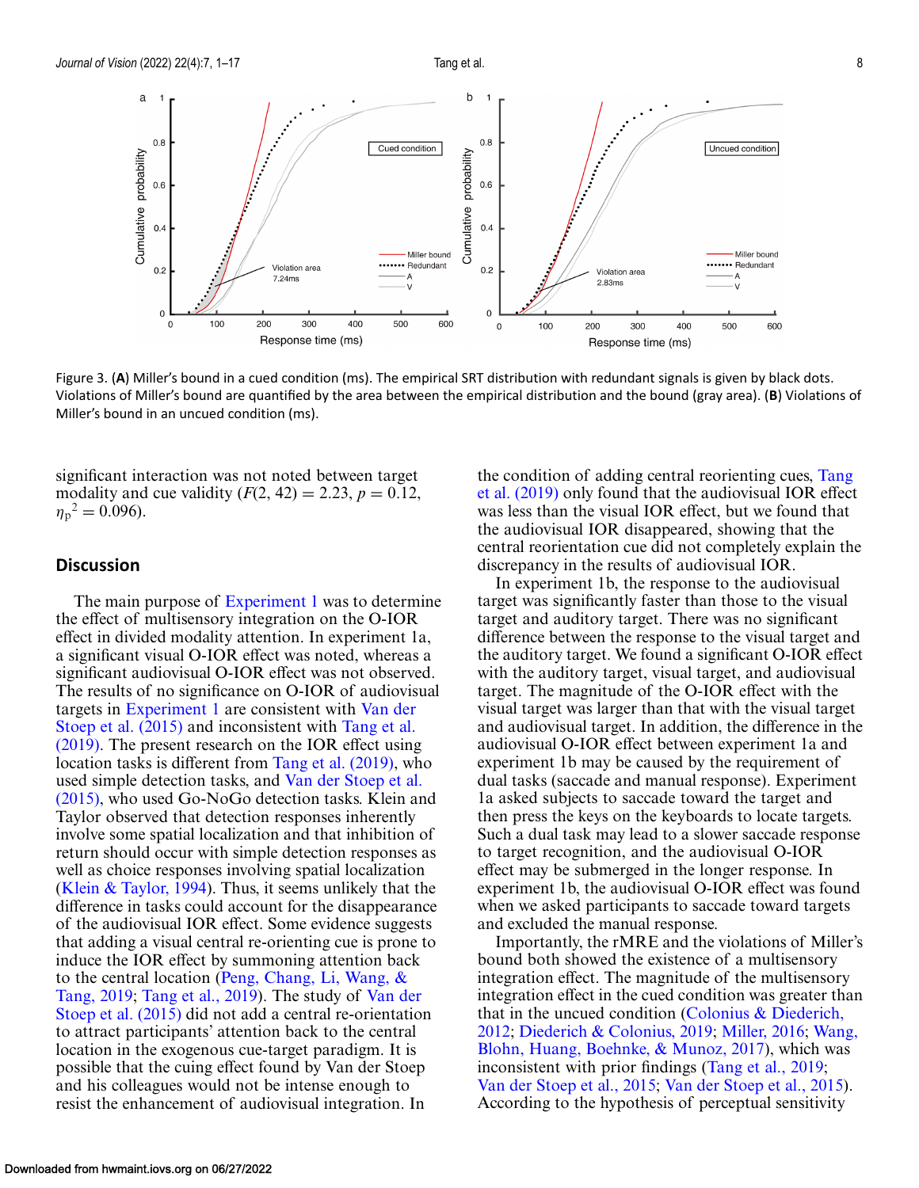Figure 3. (**A**) Miller's bound in a cued condition (ms). The empirical SRT distribution with redundant signals is given by black dots. Violations of Miller's bound are quantified by the area between the empirical distribution and the bound (gray area). (**B**) Violations of Miller's bound in an uncued condition (ms).

significant interaction was not noted between target modality and cue validity ($F(2, 42) = 2.23$, $p = 0.12$, $\eta_p^2 = 0.096$).

## Discussion

The main purpose of Experiment 1 was to determine the effect of multisensory integration on the O-IOR effect in divided modality attention. In experiment 1a, a significant visual O-IOR effect was noted, whereas a significant audiovisual O-IOR effect was not observed. The results of no significance on O-IOR of audiovisual targets in Experiment 1 are consistent with Van der Stoep et al. (2015) and inconsistent with Tang et al. (2019). The present research on the IOR effect using location tasks is different from Tang et al. (2019), who used simple detection tasks, and Van der Stoep et al. (2015), who used Go-NoGo detection tasks. Klein and Taylor observed that detection responses inherently involve some spatial localization and that inhibition of return should occur with simple detection responses as well as choice responses involving spatial localization (Klein & Taylor, 1994). Thus, it seems unlikely that the difference in tasks could account for the disappearance of the audiovisual IOR effect. Some evidence suggests that adding a visual central re-orienting cue is prone to induce the IOR effect by summoning attention back to the central location (Peng, Chang, Li, Wang, & Tang, 2019; Tang et al., 2019). The study of Van der Stoep et al. (2015) did not add a central re-orientation to attract participants' attention back to the central location in the exogenous cue-target paradigm. It is possible that the cuing effect found by Van der Stoep and his colleagues would not be intense enough to resist the enhancement of audiovisual integration. In the condition of adding central reorienting cues, Tang et al. (2019) only found that the audiovisual IOR effect was less than the visual IOR effect, but we found that the audiovisual IOR disappeared, showing that the central reorientation cue did not completely explain the discrepancy in the results of audiovisual IOR.

In experiment 1b, the response to the audiovisual target was significantly faster than those to the visual target and auditory target. There was no significant difference between the response to the visual target and the auditory target. We found a significant O-IOR effect with the auditory target, visual target, and audiovisual target. The magnitude of the O-IOR effect with the visual target was larger than that with the visual target and audiovisual target. In addition, the difference in the audiovisual O-IOR effect between experiment 1a and experiment 1b may be caused by the requirement of dual tasks (saccade and manual response). Experiment 1a asked subjects to saccade toward the target and then press the keys on the keyboards to locate targets. Such a dual task may lead to a slower saccade response to target recognition, and the audiovisual O-IOR effect may be submerged in the longer response. In experiment 1b, the audiovisual O-IOR effect was found when we asked participants to saccade toward targets and excluded the manual response.

Importantly, the rMRE and the violations of Miller's bound both showed the existence of a multisensory integration effect. The magnitude of the multisensory integration effect in the cued condition was greater than that in the uncued condition (Colonius & Diederich, 2012; Diederich & Colonius, 2019; Miller, 2016; Wang, Blohn, Huang, Boehnke, & Munoz, 2017), which was inconsistent with prior findings (Tang et al., 2019; Van der Stoep et al., 2015; Van der Stoep et al., 2015). According to the hypothesis of perceptual sensitivity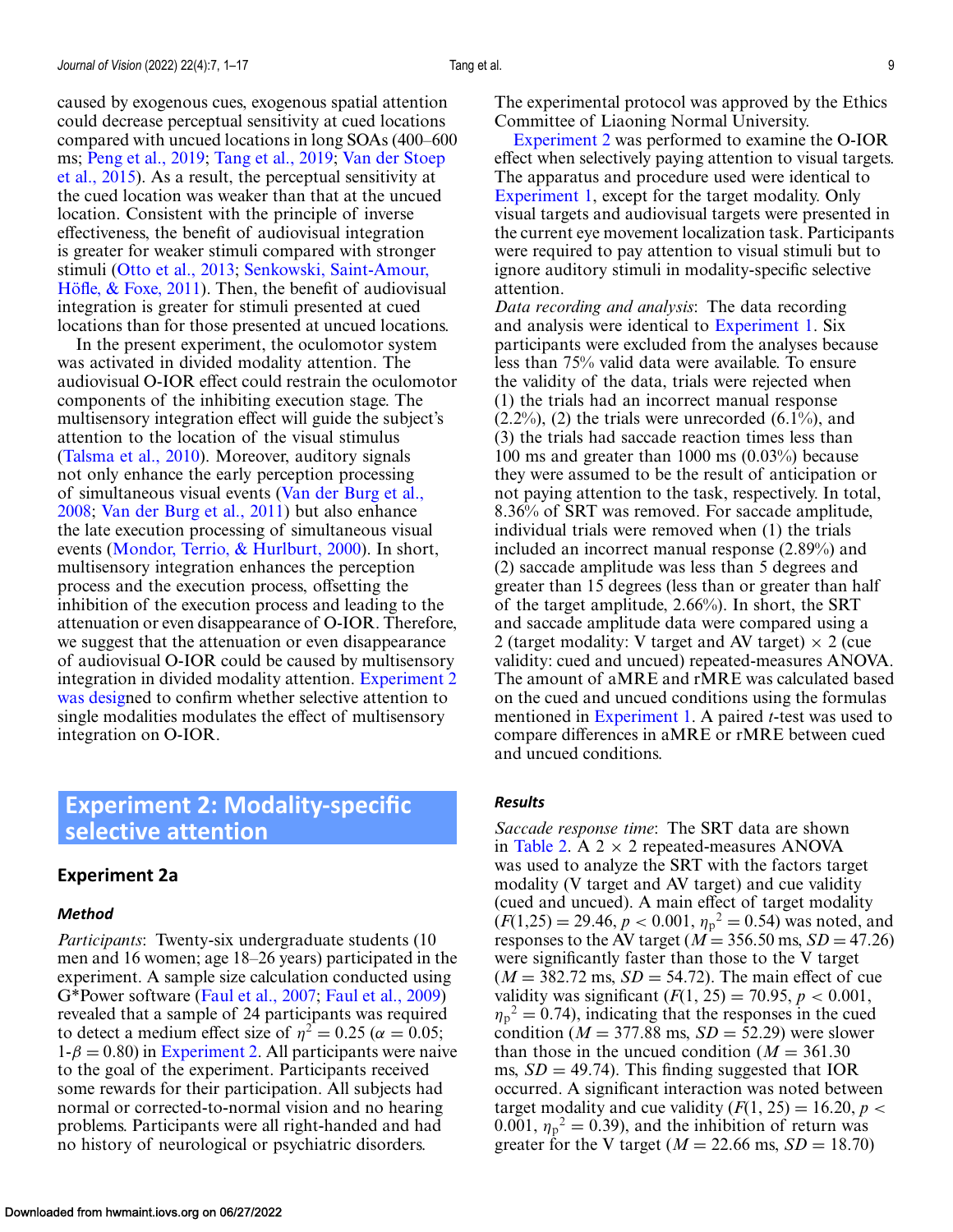caused by exogenous cues, exogenous spatial attention could decrease perceptual sensitivity at cued locations compared with uncued locations in long SOAs (400–600 ms; Peng et al., 2019; Tang et al., 2019; Van der Stoep et al., 2015). As a result, the perceptual sensitivity at the cued location was weaker than that at the uncued location. Consistent with the principle of inverse effectiveness, the benefit of audiovisual integration is greater for weaker stimuli compared with stronger stimuli (Otto et al., 2013; Senkowski, Saint-Amour, Höfle, & Foxe, 2011). Then, the benefit of audiovisual integration is greater for stimuli presented at cued locations than for those presented at uncued locations.

In the present experiment, the oculomotor system was activated in divided modality attention. The audiovisual O-IOR effect could restrain the oculomotor components of the inhibiting execution stage. The multisensory integration effect will guide the subject's attention to the location of the visual stimulus (Talsma et al., 2010). Moreover, auditory signals not only enhance the early perception processing of simultaneous visual events (Van der Burg et al., 2008; Van der Burg et al., 2011) but also enhance the late execution processing of simultaneous visual events (Mondor, Terrio, & Hurlburt, 2000). In short, multisensory integration enhances the perception process and the execution process, offsetting the inhibition of the execution process and leading to the attenuation or even disappearance of O-IOR. Therefore, we suggest that the attenuation or even disappearance of audiovisual O-IOR could be caused by multisensory integration in divided modality attention. Experiment 2 was designed to confirm whether selective attention to single modalities modulates the effect of multisensory integration on O-IOR.

# Experiment 2: Modality-specific selective attention

## Experiment 2a

### Method

*Participants*: Twenty-six undergraduate students (10 men and 16 women; age 18–26 years) participated in the experiment. A sample size calculation conducted using G*Power software (Faul et al., 2007; Faul et al., 2009) revealed that a sample of 24 participants was required to detect a medium effect size of $\eta^2 = 0.25$ ($\alpha = 0.05$; $1\text{-}\beta = 0.80$) in Experiment 2. All participants were naive to the goal of the experiment. Participants received some rewards for their participation. All subjects had normal or corrected-to-normal vision and no hearing problems. Participants were all right-handed and had no history of neurological or psychiatric disorders.

The experimental protocol was approved by the Ethics Committee of Liaoning Normal University.

Experiment 2 was performed to examine the O-IOR effect when selectively paying attention to visual targets. The apparatus and procedure used were identical to Experiment 1, except for the target modality. Only visual targets and audiovisual targets were presented in the current eye movement localization task. Participants were required to pay attention to visual stimuli but to ignore auditory stimuli in modality-specific selective attention.

*Data recording and analysis*: The data recording and analysis were identical to Experiment 1. Six participants were excluded from the analyses because less than 75% valid data were available. To ensure the validity of the data, trials were rejected when (1) the trials had an incorrect manual response (2.2%), (2) the trials were unrecorded (6.1%), and (3) the trials had saccade reaction times less than 100 ms and greater than 1000 ms (0.03%) because they were assumed to be the result of anticipation or not paying attention to the task, respectively. In total, 8.36% of SRT was removed. For saccade amplitude, individual trials were removed when (1) the trials included an incorrect manual response (2.89%) and (2) saccade amplitude was less than 5 degrees and greater than 15 degrees (less than or greater than half of the target amplitude, 2.66%). In short, the SRT and saccade amplitude data were compared using a 2 (target modality: V target and AV target) × 2 (cue validity: cued and uncued) repeated-measures ANOVA. The amount of aMRE and rMRE was calculated based on the cued and uncued conditions using the formulas mentioned in Experiment 1. A paired *t*-test was used to compare differences in aMRE or rMRE between cued and uncued conditions.

### Results

*Saccade response time*: The SRT data are shown in Table 2. A 2 × 2 repeated-measures ANOVA was used to analyze the SRT with the factors target modality (V target and AV target) and cue validity (cued and uncued). A main effect of target modality ($F(1,25) = 29.46$, $p < 0.001$, $\eta_p^2 = 0.54$) was noted, and responses to the AV target ($M = 356.50$ ms, $SD = 47.26$) were significantly faster than those to the V target ($M = 382.72$ ms, $SD = 54.72$). The main effect of cue validity was significant ($F(1, 25) = 70.95$, $p < 0.001$, $\eta_p^2 = 0.74$), indicating that the responses in the cued condition ($M = 377.88$ ms, $SD = 52.29$) were slower than those in the uncued condition ($M = 361.30$ ms, $SD = 49.74$). This finding suggested that IOR occurred. A significant interaction was noted between target modality and cue validity ($F(1, 25) = 16.20$, $p < 0.001$, $\eta_p^2 = 0.39$), and the inhibition of return was greater for the V target ($M = 22.66$ ms, $SD = 18.70$)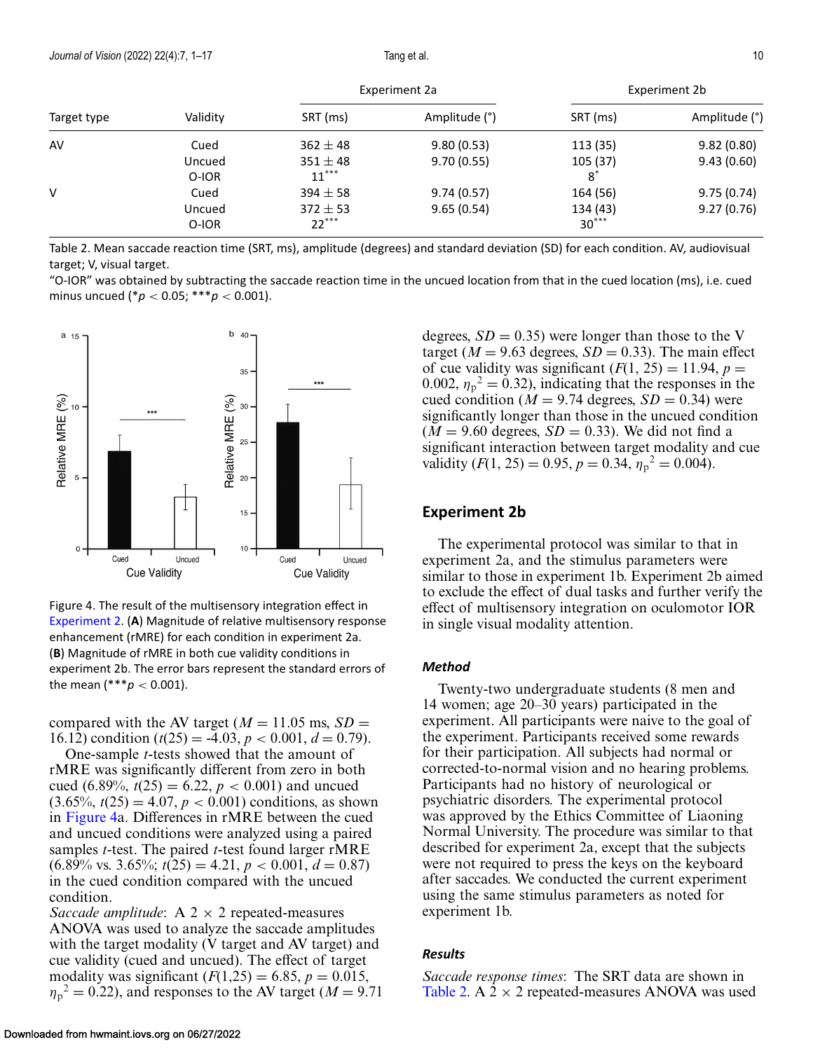| Target type | Validity | Experiment 2a | | Experiment 2b | |
|---|---|---|---|---|---|
| | | SRT (ms) | Amplitude (°) | SRT (ms) | Amplitude (°) |
| AV | Cued | 362 ± 48 | 9.80 (0.53) | 113 (35) | 9.82 (0.80) |
| | Uncued | 351 ± 48 | 9.70 (0.55) | 105 (37) | 9.43 (0.60) |
| | O-IOR | 11*** | | 8* | |
| V | Cued | 394 ± 58 | 9.74 (0.57) | 164 (56) | 9.75 (0.74) |
| | Uncued | 372 ± 53 | 9.65 (0.54) | 134 (43) | 9.27 (0.76) |
| | O-IOR | 22*** | | 30*** | |

Table 2. Mean saccade reaction time (SRT, ms), amplitude (degrees) and standard deviation (SD) for each condition. AV, audiovisual target; V, visual target.
"O-IOR" was obtained by subtracting the saccade reaction time in the uncued location from that in the cued location (ms), i.e. cued minus uncued (*$p < 0.05$; ***$p < 0.001$).

Figure 4. The result of the multisensory integration effect in Experiment 2. (**A**) Magnitude of relative multisensory response enhancement (rMRE) for each condition in experiment 2a. (**B**) Magnitude of rMRE in both cue validity conditions in experiment 2b. The error bars represent the standard errors of the mean (***$p < 0.001$).

compared with the AV target ($M = 11.05$ ms, $SD = 16.12$) condition ($t(25) = -4.03$, $p < 0.001$, $d = 0.79$).

One-sample $t$-tests showed that the amount of rMRE was significantly different from zero in both cued (6.89%, $t(25) = 6.22$, $p < 0.001$) and uncued (3.65%, $t(25) = 4.07$, $p < 0.001$) conditions, as shown in Figure 4a. Differences in rMRE between the cued and uncued conditions were analyzed using a paired samples $t$-test. The paired $t$-test found larger rMRE (6.89% vs. 3.65%; $t(25) = 4.21$, $p < 0.001$, $d = 0.87$) in the cued condition compared with the uncued condition.

*Saccade amplitude*: A 2 × 2 repeated-measures ANOVA was used to analyze the saccade amplitudes with the target modality (V target and AV target) and cue validity (cued and uncued). The effect of target modality was significant ($F(1,25) = 6.85$, $p = 0.015$, $\eta_p^2 = 0.22$), and responses to the AV target ($M = 9.71$ degrees, $SD = 0.35$) were longer than those to the V target ($M = 9.63$ degrees, $SD = 0.33$). The main effect of cue validity was significant ($F(1, 25) = 11.94$, $p = 0.002$, $\eta_p^2 = 0.32$), indicating that the responses in the cued condition ($M = 9.74$ degrees, $SD = 0.34$) were significantly longer than those in the uncued condition ($M = 9.60$ degrees, $SD = 0.33$). We did not find a significant interaction between target modality and cue validity ($F(1, 25) = 0.95$, $p = 0.34$, $\eta_p^2 = 0.004$).

## Experiment 2b

The experimental protocol was similar to that in experiment 2a, and the stimulus parameters were similar to those in experiment 1b. Experiment 2b aimed to exclude the effect of dual tasks and further verify the effect of multisensory integration on oculomotor IOR in single visual modality attention.

### *Method*

Twenty-two undergraduate students (8 men and 14 women; age 20–30 years) participated in the experiment. All participants were naive to the goal of the experiment. Participants received some rewards for their participation. All subjects had normal or corrected-to-normal vision and no hearing problems. Participants had no history of neurological or psychiatric disorders. The experimental protocol was approved by the Ethics Committee of Liaoning Normal University. The procedure was similar to that described for experiment 2a, except that the subjects were not required to press the keys on the keyboard after saccades. We conducted the current experiment using the same stimulus parameters as noted for experiment 1b.

### *Results*

*Saccade response times*: The SRT data are shown in Table 2. A 2 × 2 repeated-measures ANOVA was used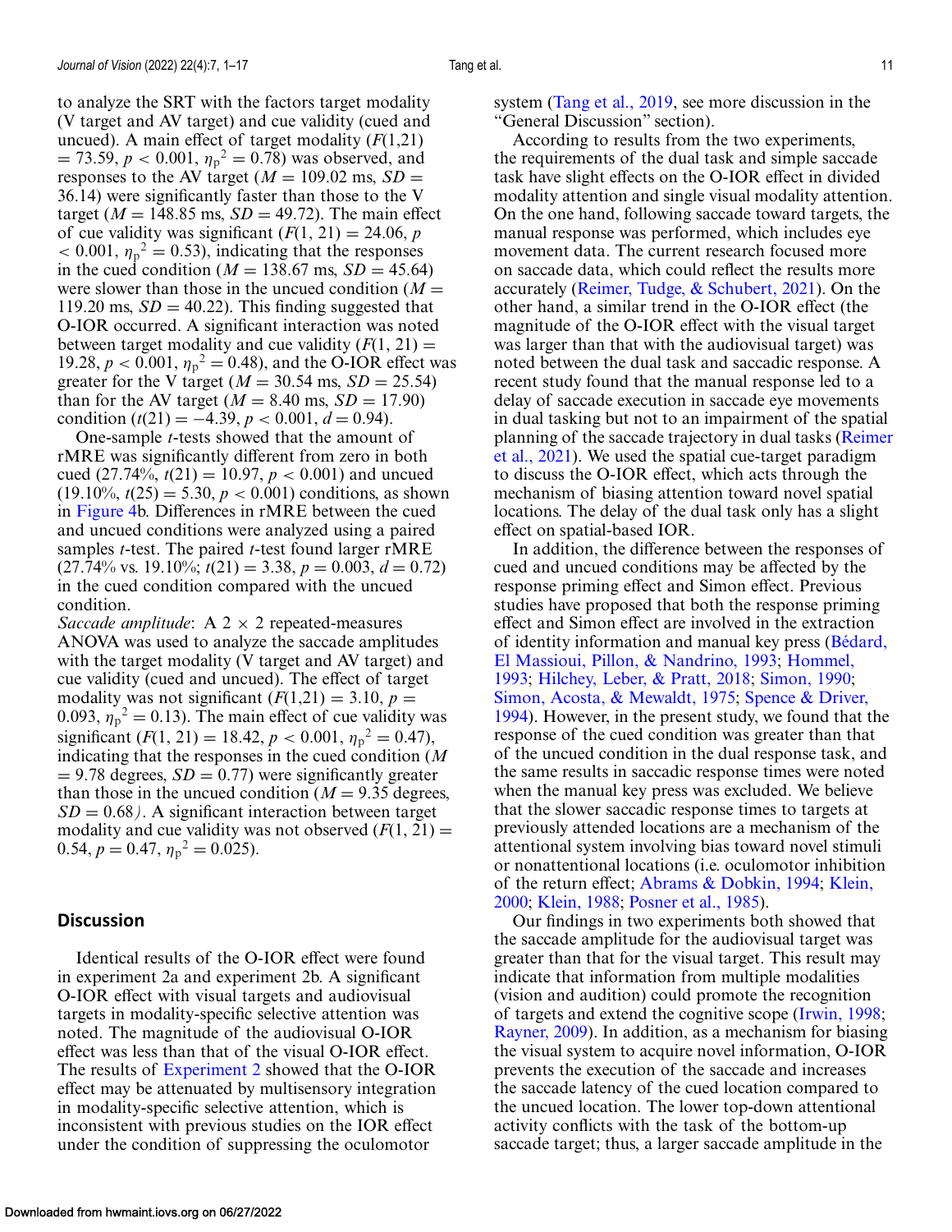to analyze the SRT with the factors target modality (V target and AV target) and cue validity (cued and uncued). A main effect of target modality ($F(1,21) = 73.59$, $p < 0.001$, $\eta_p^2 = 0.78$) was observed, and responses to the AV target ($M = 109.02$ ms, $SD = 36.14$) were significantly faster than those to the V target ($M = 148.85$ ms, $SD = 49.72$). The main effect of cue validity was significant ($F(1, 21) = 24.06$, $p < 0.001$, $\eta_p^2 = 0.53$), indicating that the responses in the cued condition ($M = 138.67$ ms, $SD = 45.64$) were slower than those in the uncued condition ($M = 119.20$ ms, $SD = 40.22$). This finding suggested that O-IOR occurred. A significant interaction was noted between target modality and cue validity ($F(1, 21) = 19.28$, $p < 0.001$, $\eta_p^2 = 0.48$), and the O-IOR effect was greater for the V target ($M = 30.54$ ms, $SD = 25.54$) than for the AV target ($M = 8.40$ ms, $SD = 17.90$) condition ($t(21) = -4.39$, $p < 0.001$, $d = 0.94$).

One-sample $t$-tests showed that the amount of rMRE was significantly different from zero in both cued (27.74%, $t(21) = 10.97$, $p < 0.001$) and uncued (19.10%, $t(25) = 5.30$, $p < 0.001$) conditions, as shown in Figure 4b. Differences in rMRE between the cued and uncued conditions were analyzed using a paired samples $t$-test. The paired $t$-test found larger rMRE (27.74% vs. 19.10%; $t(21) = 3.38$, $p = 0.003$, $d = 0.72$) in the cued condition compared with the uncued condition.

*Saccade amplitude*: A 2 × 2 repeated-measures ANOVA was used to analyze the saccade amplitudes with the target modality (V target and AV target) and cue validity (cued and uncued). The effect of target modality was not significant ($F(1,21) = 3.10$, $p = 0.093$, $\eta_p^2 = 0.13$). The main effect of cue validity was significant ($F(1, 21) = 18.42$, $p < 0.001$, $\eta_p^2 = 0.47$), indicating that the responses in the cued condition ($M = 9.78$ degrees, $SD = 0.77$) were significantly greater than those in the uncued condition ($M = 9.35$ degrees, $SD = 0.68$). A significant interaction between target modality and cue validity was not observed ($F(1, 21) = 0.54$, $p = 0.47$, $\eta_p^2 = 0.025$).

## Discussion

Identical results of the O-IOR effect were found in experiment 2a and experiment 2b. A significant O-IOR effect with visual targets and audiovisual targets in modality-specific selective attention was noted. The magnitude of the audiovisual O-IOR effect was less than that of the visual O-IOR effect. The results of Experiment 2 showed that the O-IOR effect may be attenuated by multisensory integration in modality-specific selective attention, which is inconsistent with previous studies on the IOR effect under the condition of suppressing the oculomotor system (Tang et al., 2019, see more discussion in the "General Discussion" section).

According to results from the two experiments, the requirements of the dual task and simple saccade task have slight effects on the O-IOR effect in divided modality attention and single visual modality attention. On the one hand, following saccade toward targets, the manual response was performed, which includes eye movement data. The current research focused more on saccade data, which could reflect the results more accurately (Reimer, Tudge, & Schubert, 2021). On the other hand, a similar trend in the O-IOR effect (the magnitude of the O-IOR effect with the visual target was larger than that with the audiovisual target) was noted between the dual task and saccadic response. A recent study found that the manual response led to a delay of saccade execution in saccade eye movements in dual tasking but not to an impairment of the spatial planning of the saccade trajectory in dual tasks (Reimer et al., 2021). We used the spatial cue-target paradigm to discuss the O-IOR effect, which acts through the mechanism of biasing attention toward novel spatial locations. The delay of the dual task only has a slight effect on spatial-based IOR.

In addition, the difference between the responses of cued and uncued conditions may be affected by the response priming effect and Simon effect. Previous studies have proposed that both the response priming effect and Simon effect are involved in the extraction of identity information and manual key press (Bédard, El Massioui, Pillon, & Nandrino, 1993; Hommel, 1993; Hilchey, Leber, & Pratt, 2018; Simon, 1990; Simon, Acosta, & Mewaldt, 1975; Spence & Driver, 1994). However, in the present study, we found that the response of the cued condition was greater than that of the uncued condition in the dual response task, and the same results in saccadic response times were noted when the manual key press was excluded. We believe that the slower saccadic response times to targets at previously attended locations are a mechanism of the attentional system involving bias toward novel stimuli or nonattentional locations (i.e. oculomotor inhibition of the return effect; Abrams & Dobkin, 1994; Klein, 2000; Klein, 1988; Posner et al., 1985).

Our findings in two experiments both showed that the saccade amplitude for the audiovisual target was greater than that for the visual target. This result may indicate that information from multiple modalities (vision and audition) could promote the recognition of targets and extend the cognitive scope (Irwin, 1998; Rayner, 2009). In addition, as a mechanism for biasing the visual system to acquire novel information, O-IOR prevents the execution of the saccade and increases the saccade latency of the cued location compared to the uncued location. The lower top-down attentional activity conflicts with the task of the bottom-up saccade target; thus, a larger saccade amplitude in the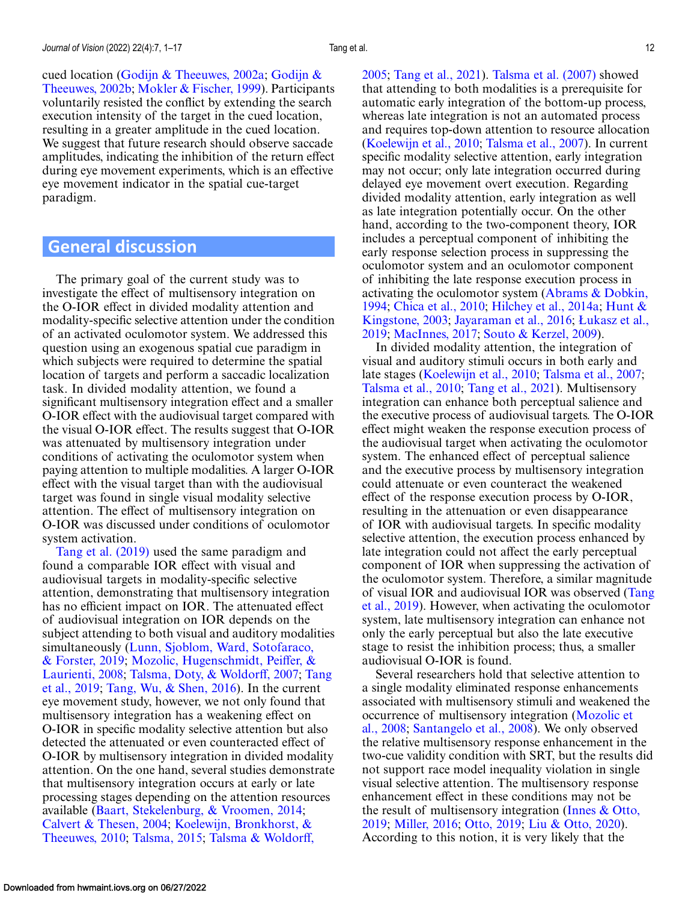cued location (Godijn & Theeuwes, 2002a; Godijn & Theeuwes, 2002b; Mokler & Fischer, 1999). Participants voluntarily resisted the conflict by extending the search execution intensity of the target in the cued location, resulting in a greater amplitude in the cued location. We suggest that future research should observe saccade amplitudes, indicating the inhibition of the return effect during eye movement experiments, which is an effective eye movement indicator in the spatial cue-target paradigm.

## General discussion

The primary goal of the current study was to investigate the effect of multisensory integration on the O-IOR effect in divided modality attention and modality-specific selective attention under the condition of an activated oculomotor system. We addressed this question using an exogenous spatial cue paradigm in which subjects were required to determine the spatial location of targets and perform a saccadic localization task. In divided modality attention, we found a significant multisensory integration effect and a smaller O-IOR effect with the audiovisual target compared with the visual O-IOR effect. The results suggest that O-IOR was attenuated by multisensory integration under conditions of activating the oculomotor system when paying attention to multiple modalities. A larger O-IOR effect with the visual target than with the audiovisual target was found in single visual modality selective attention. The effect of multisensory integration on O-IOR was discussed under conditions of oculomotor system activation.

Tang et al. (2019) used the same paradigm and found a comparable IOR effect with visual and audiovisual targets in modality-specific selective attention, demonstrating that multisensory integration has no efficient impact on IOR. The attenuated effect of audiovisual integration on IOR depends on the subject attending to both visual and auditory modalities simultaneously (Lunn, Sjoblom, Ward, Sotofaraco, & Forster, 2019; Mozolic, Hugenschmidt, Peiffer, & Laurienti, 2008; Talsma, Doty, & Woldorff, 2007; Tang et al., 2019; Tang, Wu, & Shen, 2016). In the current eye movement study, however, we not only found that multisensory integration has a weakening effect on O-IOR in specific modality selective attention but also detected the attenuated or even counteracted effect of O-IOR by multisensory integration in divided modality attention. On the one hand, several studies demonstrate that multisensory integration occurs at early or late processing stages depending on the attention resources available (Baart, Stekelenburg, & Vroomen, 2014; Calvert & Thesen, 2004; Koelewijn, Bronkhorst, & Theeuwes, 2010; Talsma, 2015; Talsma & Woldorff, 2005; Tang et al., 2021). Talsma et al. (2007) showed that attending to both modalities is a prerequisite for automatic early integration of the bottom-up process, whereas late integration is not an automated process and requires top-down attention to resource allocation (Koelewijn et al., 2010; Talsma et al., 2007). In current specific modality selective attention, early integration may not occur; only late integration occurred during delayed eye movement overt execution. Regarding divided modality attention, early integration as well as late integration potentially occur. On the other hand, according to the two-component theory, IOR includes a perceptual component of inhibiting the early response selection process in suppressing the oculomotor system and an oculomotor component of inhibiting the late response execution process in activating the oculomotor system (Abrams & Dobkin, 1994; Chica et al., 2010; Hilchey et al., 2014a; Hunt & Kingstone, 2003; Jayaraman et al., 2016; Łukasz et al., 2019; MacInnes, 2017; Souto & Kerzel, 2009).

In divided modality attention, the integration of visual and auditory stimuli occurs in both early and late stages (Koelewijn et al., 2010; Talsma et al., 2007; Talsma et al., 2010; Tang et al., 2021). Multisensory integration can enhance both perceptual salience and the executive process of audiovisual targets. The O-IOR effect might weaken the response execution process of the audiovisual target when activating the oculomotor system. The enhanced effect of perceptual salience and the executive process by multisensory integration could attenuate or even counteract the weakened effect of the response execution process by O-IOR, resulting in the attenuation or even disappearance of IOR with audiovisual targets. In specific modality selective attention, the execution process enhanced by late integration could not affect the early perceptual component of IOR when suppressing the activation of the oculomotor system. Therefore, a similar magnitude of visual IOR and audiovisual IOR was observed (Tang et al., 2019). However, when activating the oculomotor system, late multisensory integration can enhance not only the early perceptual but also the late executive stage to resist the inhibition process; thus, a smaller audiovisual O-IOR is found.

Several researchers hold that selective attention to a single modality eliminated response enhancements associated with multisensory stimuli and weakened the occurrence of multisensory integration (Mozolic et al., 2008; Santangelo et al., 2008). We only observed the relative multisensory response enhancement in the two-cue validity condition with SRT, but the results did not support race model inequality violation in single visual selective attention. The multisensory response enhancement effect in these conditions may not be the result of multisensory integration (Innes & Otto, 2019; Miller, 2016; Otto, 2019; Liu & Otto, 2020). According to this notion, it is very likely that the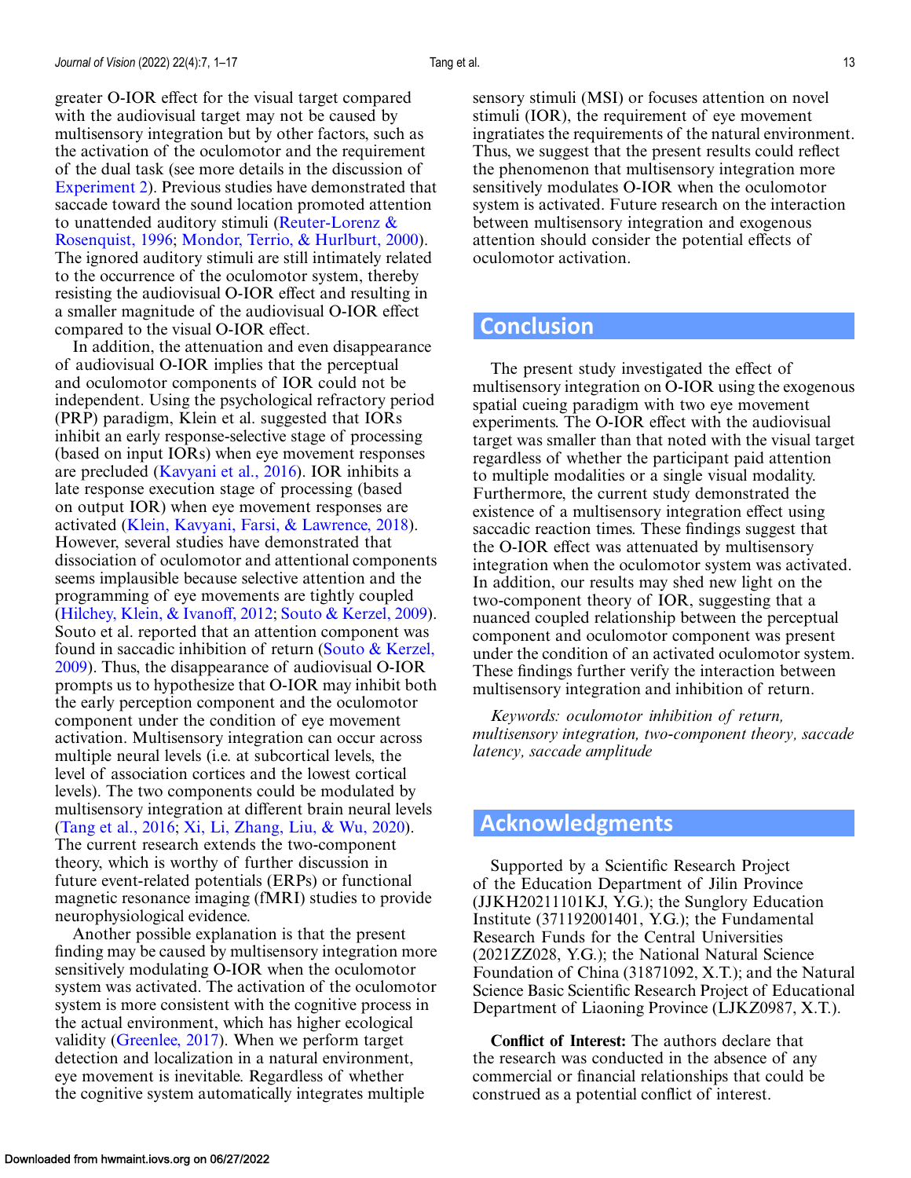greater O-IOR effect for the visual target compared with the audiovisual target may not be caused by multisensory integration but by other factors, such as the activation of the oculomotor and the requirement of the dual task (see more details in the discussion of Experiment 2). Previous studies have demonstrated that saccade toward the sound location promoted attention to unattended auditory stimuli (Reuter-Lorenz & Rosenquist, 1996; Mondor, Terrio, & Hurlburt, 2000). The ignored auditory stimuli are still intimately related to the occurrence of the oculomotor system, thereby resisting the audiovisual O-IOR effect and resulting in a smaller magnitude of the audiovisual O-IOR effect compared to the visual O-IOR effect.

In addition, the attenuation and even disappearance of audiovisual O-IOR implies that the perceptual and oculomotor components of IOR could not be independent. Using the psychological refractory period (PRP) paradigm, Klein et al. suggested that IORs inhibit an early response-selective stage of processing (based on input IORs) when eye movement responses are precluded (Kavyani et al., 2016). IOR inhibits a late response execution stage of processing (based on output IOR) when eye movement responses are activated (Klein, Kavyani, Farsi, & Lawrence, 2018). However, several studies have demonstrated that dissociation of oculomotor and attentional components seems implausible because selective attention and the programming of eye movements are tightly coupled (Hilchey, Klein, & Ivanoff, 2012; Souto & Kerzel, 2009). Souto et al. reported that an attention component was found in saccadic inhibition of return (Souto & Kerzel, 2009). Thus, the disappearance of audiovisual O-IOR prompts us to hypothesize that O-IOR may inhibit both the early perception component and the oculomotor component under the condition of eye movement activation. Multisensory integration can occur across multiple neural levels (i.e. at subcortical levels, the level of association cortices and the lowest cortical levels). The two components could be modulated by multisensory integration at different brain neural levels (Tang et al., 2016; Xi, Li, Zhang, Liu, & Wu, 2020). The current research extends the two-component theory, which is worthy of further discussion in future event-related potentials (ERPs) or functional magnetic resonance imaging (fMRI) studies to provide neurophysiological evidence.

Another possible explanation is that the present finding may be caused by multisensory integration more sensitively modulating O-IOR when the oculomotor system was activated. The activation of the oculomotor system is more consistent with the cognitive process in the actual environment, which has higher ecological validity (Greenlee, 2017). When we perform target detection and localization in a natural environment, eye movement is inevitable. Regardless of whether the cognitive system automatically integrates multiple sensory stimuli (MSI) or focuses attention on novel stimuli (IOR), the requirement of eye movement ingratiates the requirements of the natural environment. Thus, we suggest that the present results could reflect the phenomenon that multisensory integration more sensitively modulates O-IOR when the oculomotor system is activated. Future research on the interaction between multisensory integration and exogenous attention should consider the potential effects of oculomotor activation.

## Conclusion

The present study investigated the effect of multisensory integration on O-IOR using the exogenous spatial cueing paradigm with two eye movement experiments. The O-IOR effect with the audiovisual target was smaller than that noted with the visual target regardless of whether the participant paid attention to multiple modalities or a single visual modality. Furthermore, the current study demonstrated the existence of a multisensory integration effect using saccadic reaction times. These findings suggest that the O-IOR effect was attenuated by multisensory integration when the oculomotor system was activated. In addition, our results may shed new light on the two-component theory of IOR, suggesting that a nuanced coupled relationship between the perceptual component and oculomotor component was present under the condition of an activated oculomotor system. These findings further verify the interaction between multisensory integration and inhibition of return.

*Keywords: oculomotor inhibition of return, multisensory integration, two-component theory, saccade latency, saccade amplitude*

## Acknowledgments

Supported by a Scientific Research Project of the Education Department of Jilin Province (JJKH20211101KJ, Y.G.); the Sunglory Education Institute (371192001401, Y.G.); the Fundamental Research Funds for the Central Universities (2021ZZ028, Y.G.); the National Natural Science Foundation of China (31871092, X.T.); and the Natural Science Basic Scientific Research Project of Educational Department of Liaoning Province (LJKZ0987, X.T.).

**Conflict of Interest:** The authors declare that the research was conducted in the absence of any commercial or financial relationships that could be construed as a potential conflict of interest.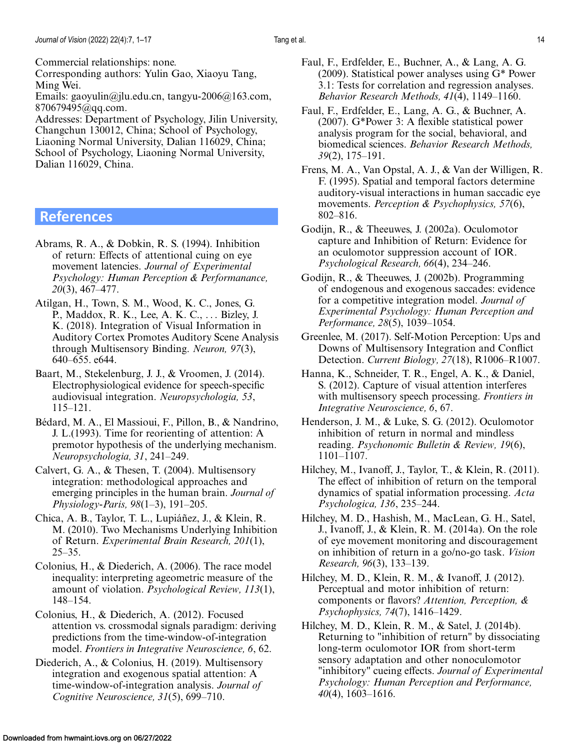Commercial relationships: none.
Corresponding authors: Yulin Gao, Xiaoyu Tang, Ming Wei.
Emails: gaoyulin@jlu.edu.cn, tangyu-2006@163.com, 870679495@qq.com.
Addresses: Department of Psychology, Jilin University, Changchun 130012, China; School of Psychology, Liaoning Normal University, Dalian 116029, China; School of Psychology, Liaoning Normal University, Dalian 116029, China.

## References

Abrams, R. A., & Dobkin, R. S. (1994). Inhibition of return: Effects of attentional cuing on eye movement latencies. *Journal of Experimental Psychology: Human Perception & Performanance, 20*(3), 467–477.

Atilgan, H., Town, S. M., Wood, K. C., Jones, G. P., Maddox, R. K., Lee, A. K. C., . . . Bizley, J. K. (2018). Integration of Visual Information in Auditory Cortex Promotes Auditory Scene Analysis through Multisensory Binding. *Neuron, 97*(3), 640–655. e644.

Baart, M., Stekelenburg, J. J., & Vroomen, J. (2014). Electrophysiological evidence for speech-specific audiovisual integration. *Neuropsychologia, 53*, 115–121.

Bédard, M. A., El Massioui, F., Pillon, B., & Nandrino, J. L.(1993). Time for reorienting of attention: A premotor hypothesis of the underlying mechanism. *Neuropsychologia, 31*, 241–249.

Calvert, G. A., & Thesen, T. (2004). Multisensory integration: methodological approaches and emerging principles in the human brain. *Journal of Physiology-Paris, 98*(1–3), 191–205.

Chica, A. B., Taylor, T. L., Lupiáñez, J., & Klein, R. M. (2010). Two Mechanisms Underlying Inhibition of Return. *Experimental Brain Research, 201*(1), 25–35.

Colonius, H., & Diederich, A. (2006). The race model inequality: interpreting ageometric measure of the amount of violation. *Psychological Review, 113*(1), 148–154.

Colonius, H., & Diederich, A. (2012). Focused attention vs. crossmodal signals paradigm: deriving predictions from the time-window-of-integration model. *Frontiers in Integrative Neuroscience, 6*, 62.

Diederich, A., & Colonius, H. (2019). Multisensory integration and exogenous spatial attention: A time-window-of-integration analysis. *Journal of Cognitive Neuroscience, 31*(5), 699–710.

Faul, F., Erdfelder, E., Buchner, A., & Lang, A. G. (2009). Statistical power analyses using G* Power 3.1: Tests for correlation and regression analyses. *Behavior Research Methods, 41*(4), 1149–1160.

Faul, F., Erdfelder, E., Lang, A. G., & Buchner, A. (2007). G*Power 3: A flexible statistical power analysis program for the social, behavioral, and biomedical sciences. *Behavior Research Methods, 39*(2), 175–191.

Frens, M. A., Van Opstal, A. J., & Van der Willigen, R. F. (1995). Spatial and temporal factors determine auditory-visual interactions in human saccadic eye movements. *Perception & Psychophysics, 57*(6), 802–816.

Godijn, R., & Theeuwes, J. (2002a). Oculomotor capture and Inhibition of Return: Evidence for an oculomotor suppression account of IOR. *Psychological Research, 66*(4), 234–246.

Godijn, R., & Theeuwes, J. (2002b). Programming of endogenous and exogenous saccades: evidence for a competitive integration model. *Journal of Experimental Psychology: Human Perception and Performance, 28*(5), 1039–1054.

Greenlee, M. (2017). Self-Motion Perception: Ups and Downs of Multisensory Integration and Conflict Detection. *Current Biology, 27*(18), R1006–R1007.

Hanna, K., Schneider, T. R., Engel, A. K., & Daniel, S. (2012). Capture of visual attention interferes with multisensory speech processing. *Frontiers in Integrative Neuroscience, 6*, 67.

Henderson, J. M., & Luke, S. G. (2012). Oculomotor inhibition of return in normal and mindless reading. *Psychonomic Bulletin & Review, 19*(6), 1101–1107.

Hilchey, M., Ivanoff, J., Taylor, T., & Klein, R. (2011). The effect of inhibition of return on the temporal dynamics of spatial information processing. *Acta Psychologica, 136*, 235–244.

Hilchey, M. D., Hashish, M., MacLean, G. H., Satel, J., Ivanoff, J., & Klein, R. M. (2014a). On the role of eye movement monitoring and discouragement on inhibition of return in a go/no-go task. *Vision Research, 96*(3), 133–139.

Hilchey, M. D., Klein, R. M., & Ivanoff, J. (2012). Perceptual and motor inhibition of return: components or flavors? *Attention, Perception, & Psychophysics, 74*(7), 1416–1429.

Hilchey, M. D., Klein, R. M., & Satel, J. (2014b). Returning to "inhibition of return" by dissociating long-term oculomotor IOR from short-term sensory adaptation and other nonoculomotor "inhibitory" cueing effects. *Journal of Experimental Psychology: Human Perception and Performance, 40*(4), 1603–1616.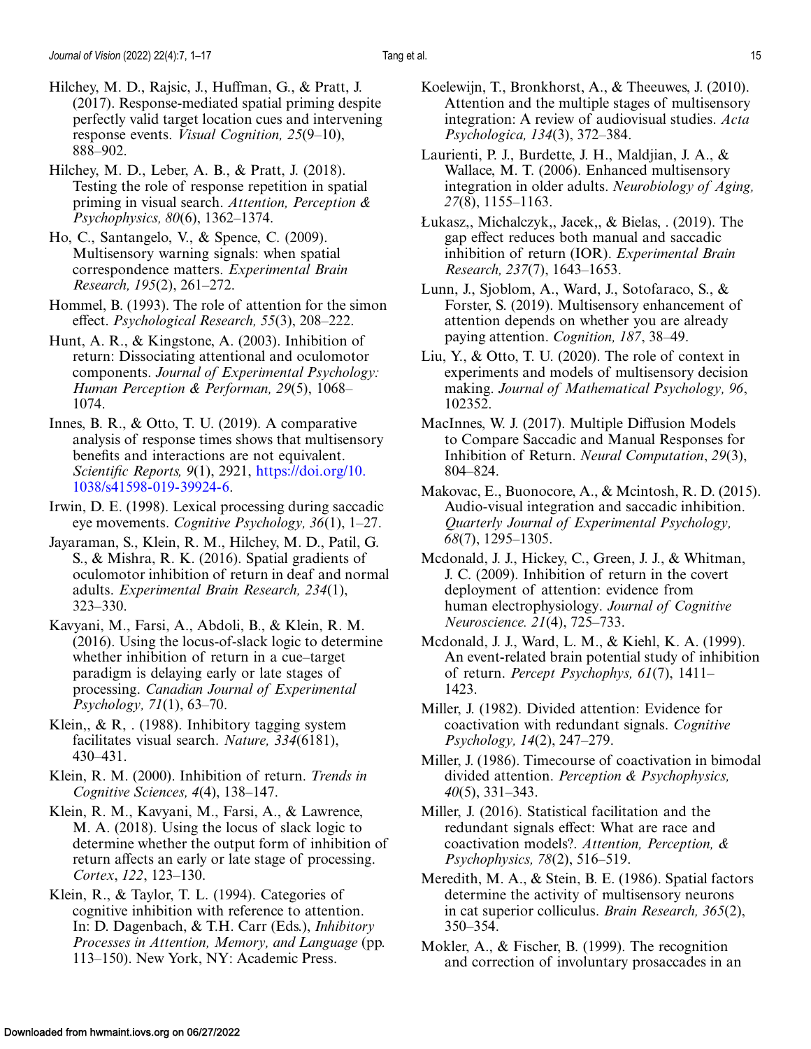Hilchey, M. D., Rajsic, J., Huffman, G., & Pratt, J. (2017). Response-mediated spatial priming despite perfectly valid target location cues and intervening response events. *Visual Cognition, 25*(9–10), 888–902.

Hilchey, M. D., Leber, A. B., & Pratt, J. (2018). Testing the role of response repetition in spatial priming in visual search. *Attention, Perception & Psychophysics, 80*(6), 1362–1374.

Ho, C., Santangelo, V., & Spence, C. (2009). Multisensory warning signals: when spatial correspondence matters. *Experimental Brain Research, 195*(2), 261–272.

Hommel, B. (1993). The role of attention for the simon effect. *Psychological Research, 55*(3), 208–222.

Hunt, A. R., & Kingstone, A. (2003). Inhibition of return: Dissociating attentional and oculomotor components. *Journal of Experimental Psychology: Human Perception & Performan, 29*(5), 1068–1074.

Innes, B. R., & Otto, T. U. (2019). A comparative analysis of response times shows that multisensory benefits and interactions are not equivalent. *Scientific Reports, 9*(1), 2921, https://doi.org/10.1038/s41598-019-39924-6.

Irwin, D. E. (1998). Lexical processing during saccadic eye movements. *Cognitive Psychology, 36*(1), 1–27.

Jayaraman, S., Klein, R. M., Hilchey, M. D., Patil, G. S., & Mishra, R. K. (2016). Spatial gradients of oculomotor inhibition of return in deaf and normal adults. *Experimental Brain Research, 234*(1), 323–330.

Kavyani, M., Farsi, A., Abdoli, B., & Klein, R. M. (2016). Using the locus-of-slack logic to determine whether inhibition of return in a cue–target paradigm is delaying early or late stages of processing. *Canadian Journal of Experimental Psychology, 71*(1), 63–70.

Klein,, & R, . (1988). Inhibitory tagging system facilitates visual search. *Nature, 334*(6181), 430–431.

Klein, R. M. (2000). Inhibition of return. *Trends in Cognitive Sciences, 4*(4), 138–147.

Klein, R. M., Kavyani, M., Farsi, A., & Lawrence, M. A. (2018). Using the locus of slack logic to determine whether the output form of inhibition of return affects an early or late stage of processing. *Cortex*, *122*, 123–130.

Klein, R., & Taylor, T. L. (1994). Categories of cognitive inhibition with reference to attention. In: D. Dagenbach, & T.H. Carr (Eds.), *Inhibitory Processes in Attention, Memory, and Language* (pp. 113–150). New York, NY: Academic Press.

Koelewijn, T., Bronkhorst, A., & Theeuwes, J. (2010). Attention and the multiple stages of multisensory integration: A review of audiovisual studies. *Acta Psychologica, 134*(3), 372–384.

Laurienti, P. J., Burdette, J. H., Maldjian, J. A., & Wallace, M. T. (2006). Enhanced multisensory integration in older adults. *Neurobiology of Aging, 27*(8), 1155–1163.

Łukasz,, Michalczyk,, Jacek,, & Bielas, . (2019). The gap effect reduces both manual and saccadic inhibition of return (IOR). *Experimental Brain Research, 237*(7), 1643–1653.

Lunn, J., Sjoblom, A., Ward, J., Sotofaraco, S., & Forster, S. (2019). Multisensory enhancement of attention depends on whether you are already paying attention. *Cognition, 187*, 38–49.

Liu, Y., & Otto, T. U. (2020). The role of context in experiments and models of multisensory decision making. *Journal of Mathematical Psychology, 96*, 102352.

MacInnes, W. J. (2017). Multiple Diffusion Models to Compare Saccadic and Manual Responses for Inhibition of Return. *Neural Computation*, *29*(3), 804–824.

Makovac, E., Buonocore, A., & Mcintosh, R. D. (2015). Audio-visual integration and saccadic inhibition. *Quarterly Journal of Experimental Psychology, 68*(7), 1295–1305.

Mcdonald, J. J., Hickey, C., Green, J. J., & Whitman, J. C. (2009). Inhibition of return in the covert deployment of attention: evidence from human electrophysiology. *Journal of Cognitive Neuroscience. 21*(4), 725–733.

Mcdonald, J. J., Ward, L. M., & Kiehl, K. A. (1999). An event-related brain potential study of inhibition of return. *Percept Psychophys, 61*(7), 1411–1423.

Miller, J. (1982). Divided attention: Evidence for coactivation with redundant signals. *Cognitive Psychology, 14*(2), 247–279.

Miller, J. (1986). Timecourse of coactivation in bimodal divided attention. *Perception & Psychophysics, 40*(5), 331–343.

Miller, J. (2016). Statistical facilitation and the redundant signals effect: What are race and coactivation models?. *Attention, Perception, & Psychophysics, 78*(2), 516–519.

Meredith, M. A., & Stein, B. E. (1986). Spatial factors determine the activity of multisensory neurons in cat superior colliculus. *Brain Research, 365*(2), 350–354.

Mokler, A., & Fischer, B. (1999). The recognition and correction of involuntary prosaccades in an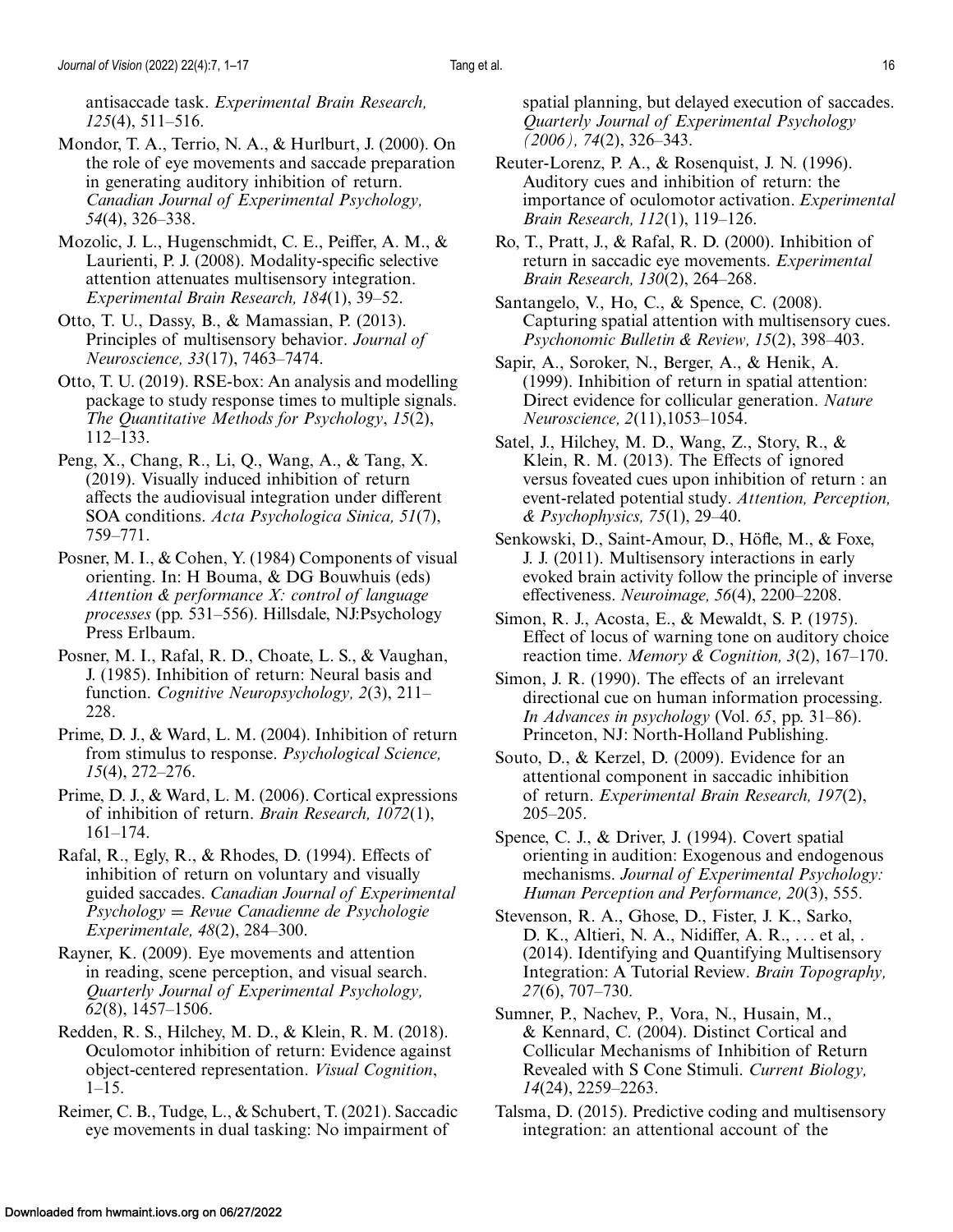antisaccade task. *Experimental Brain Research, 125*(4), 511–516.

Mondor, T. A., Terrio, N. A., & Hurlburt, J. (2000). On the role of eye movements and saccade preparation in generating auditory inhibition of return. *Canadian Journal of Experimental Psychology, 54*(4), 326–338.

Mozolic, J. L., Hugenschmidt, C. E., Peiffer, A. M., & Laurienti, P. J. (2008). Modality-specific selective attention attenuates multisensory integration. *Experimental Brain Research, 184*(1), 39–52.

Otto, T. U., Dassy, B., & Mamassian, P. (2013). Principles of multisensory behavior. *Journal of Neuroscience, 33*(17), 7463–7474.

Otto, T. U. (2019). RSE-box: An analysis and modelling package to study response times to multiple signals. *The Quantitative Methods for Psychology*, *15*(2), 112–133.

Peng, X., Chang, R., Li, Q., Wang, A., & Tang, X. (2019). Visually induced inhibition of return affects the audiovisual integration under different SOA conditions. *Acta Psychologica Sinica, 51*(7), 759–771.

Posner, M. I., & Cohen, Y. (1984) Components of visual orienting. In: H Bouma, & DG Bouwhuis (eds) *Attention & performance X: control of language processes* (pp. 531–556). Hillsdale, NJ:Psychology Press Erlbaum.

Posner, M. I., Rafal, R. D., Choate, L. S., & Vaughan, J. (1985). Inhibition of return: Neural basis and function. *Cognitive Neuropsychology, 2*(3), 211–228.

Prime, D. J., & Ward, L. M. (2004). Inhibition of return from stimulus to response. *Psychological Science, 15*(4), 272–276.

Prime, D. J., & Ward, L. M. (2006). Cortical expressions of inhibition of return. *Brain Research, 1072*(1), 161–174.

Rafal, R., Egly, R., & Rhodes, D. (1994). Effects of inhibition of return on voluntary and visually guided saccades. *Canadian Journal of Experimental Psychology = Revue Canadienne de Psychologie Experimentale, 48*(2), 284–300.

Rayner, K. (2009). Eye movements and attention in reading, scene perception, and visual search. *Quarterly Journal of Experimental Psychology, 62*(8), 1457–1506.

Redden, R. S., Hilchey, M. D., & Klein, R. M. (2018). Oculomotor inhibition of return: Evidence against object-centered representation. *Visual Cognition*, 1–15.

Reimer, C. B., Tudge, L., & Schubert, T. (2021). Saccadic eye movements in dual tasking: No impairment of spatial planning, but delayed execution of saccades. *Quarterly Journal of Experimental Psychology (2006), 74*(2), 326–343.

Reuter-Lorenz, P. A., & Rosenquist, J. N. (1996). Auditory cues and inhibition of return: the importance of oculomotor activation. *Experimental Brain Research, 112*(1), 119–126.

Ro, T., Pratt, J., & Rafal, R. D. (2000). Inhibition of return in saccadic eye movements. *Experimental Brain Research, 130*(2), 264–268.

Santangelo, V., Ho, C., & Spence, C. (2008). Capturing spatial attention with multisensory cues. *Psychonomic Bulletin & Review, 15*(2), 398–403.

Sapir, A., Soroker, N., Berger, A., & Henik, A. (1999). Inhibition of return in spatial attention: Direct evidence for collicular generation. *Nature Neuroscience, 2*(11),1053–1054.

Satel, J., Hilchey, M. D., Wang, Z., Story, R., & Klein, R. M. (2013). The Effects of ignored versus foveated cues upon inhibition of return : an event-related potential study. *Attention, Perception, & Psychophysics, 75*(1), 29–40.

Senkowski, D., Saint-Amour, D., Höfle, M., & Foxe, J. J. (2011). Multisensory interactions in early evoked brain activity follow the principle of inverse effectiveness. *Neuroimage, 56*(4), 2200–2208.

Simon, R. J., Acosta, E., & Mewaldt, S. P. (1975). Effect of locus of warning tone on auditory choice reaction time. *Memory & Cognition, 3*(2), 167–170.

Simon, J. R. (1990). The effects of an irrelevant directional cue on human information processing. *In Advances in psychology* (Vol. *65*, pp. 31–86). Princeton, NJ: North-Holland Publishing.

Souto, D., & Kerzel, D. (2009). Evidence for an attentional component in saccadic inhibition of return. *Experimental Brain Research, 197*(2), 205–205.

Spence, C. J., & Driver, J. (1994). Covert spatial orienting in audition: Exogenous and endogenous mechanisms. *Journal of Experimental Psychology: Human Perception and Performance, 20*(3), 555.

Stevenson, R. A., Ghose, D., Fister, J. K., Sarko, D. K., Altieri, N. A., Nidiffer, A. R., . . . et al, . (2014). Identifying and Quantifying Multisensory Integration: A Tutorial Review. *Brain Topography, 27*(6), 707–730.

Sumner, P., Nachev, P., Vora, N., Husain, M., & Kennard, C. (2004). Distinct Cortical and Collicular Mechanisms of Inhibition of Return Revealed with S Cone Stimuli. *Current Biology, 14*(24), 2259–2263.

Talsma, D. (2015). Predictive coding and multisensory integration: an attentional account of the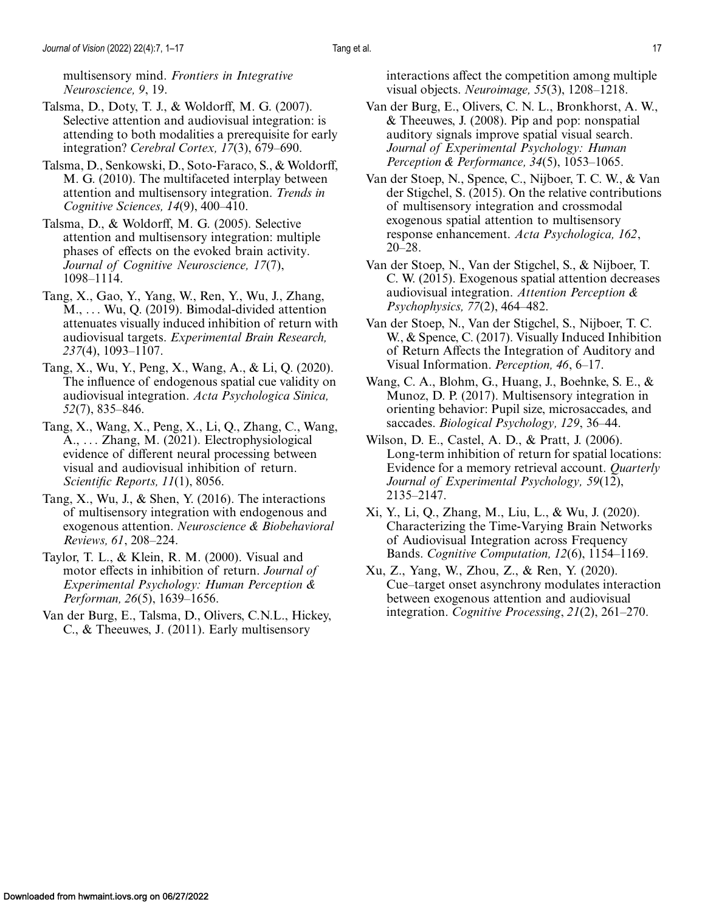multisensory mind. *Frontiers in Integrative Neuroscience, 9*, 19.

Talsma, D., Doty, T. J., & Woldorff, M. G. (2007). Selective attention and audiovisual integration: is attending to both modalities a prerequisite for early integration? *Cerebral Cortex, 17*(3), 679–690.

Talsma, D., Senkowski, D., Soto-Faraco, S., & Woldorff, M. G. (2010). The multifaceted interplay between attention and multisensory integration. *Trends in Cognitive Sciences, 14*(9), 400–410.

Talsma, D., & Woldorff, M. G. (2005). Selective attention and multisensory integration: multiple phases of effects on the evoked brain activity. *Journal of Cognitive Neuroscience, 17*(7), 1098–1114.

Tang, X., Gao, Y., Yang, W., Ren, Y., Wu, J., Zhang, M., . . . Wu, Q. (2019). Bimodal-divided attention attenuates visually induced inhibition of return with audiovisual targets. *Experimental Brain Research, 237*(4), 1093–1107.

Tang, X., Wu, Y., Peng, X., Wang, A., & Li, Q. (2020). The influence of endogenous spatial cue validity on audiovisual integration. *Acta Psychologica Sinica, 52*(7), 835–846.

Tang, X., Wang, X., Peng, X., Li, Q., Zhang, C., Wang, A., . . . Zhang, M. (2021). Electrophysiological evidence of different neural processing between visual and audiovisual inhibition of return. *Scientific Reports, 11*(1), 8056.

Tang, X., Wu, J., & Shen, Y. (2016). The interactions of multisensory integration with endogenous and exogenous attention. *Neuroscience & Biobehavioral Reviews, 61*, 208–224.

Taylor, T. L., & Klein, R. M. (2000). Visual and motor effects in inhibition of return. *Journal of Experimental Psychology: Human Perception & Performan, 26*(5), 1639–1656.

Van der Burg, E., Talsma, D., Olivers, C.N.L., Hickey, C., & Theeuwes, J. (2011). Early multisensory interactions affect the competition among multiple visual objects. *Neuroimage, 55*(3), 1208–1218.

Van der Burg, E., Olivers, C. N. L., Bronkhorst, A. W., & Theeuwes, J. (2008). Pip and pop: nonspatial auditory signals improve spatial visual search. *Journal of Experimental Psychology: Human Perception & Performance, 34*(5), 1053–1065.

Van der Stoep, N., Spence, C., Nijboer, T. C. W., & Van der Stigchel, S. (2015). On the relative contributions of multisensory integration and crossmodal exogenous spatial attention to multisensory response enhancement. *Acta Psychologica, 162*, 20–28.

Van der Stoep, N., Van der Stigchel, S., & Nijboer, T. C. W. (2015). Exogenous spatial attention decreases audiovisual integration. *Attention Perception & Psychophysics, 77*(2), 464–482.

Van der Stoep, N., Van der Stigchel, S., Nijboer, T. C. W., & Spence, C. (2017). Visually Induced Inhibition of Return Affects the Integration of Auditory and Visual Information. *Perception, 46*, 6–17.

Wang, C. A., Blohm, G., Huang, J., Boehnke, S. E., & Munoz, D. P. (2017). Multisensory integration in orienting behavior: Pupil size, microsaccades, and saccades. *Biological Psychology, 129*, 36–44.

Wilson, D. E., Castel, A. D., & Pratt, J. (2006). Long-term inhibition of return for spatial locations: Evidence for a memory retrieval account. *Quarterly Journal of Experimental Psychology, 59*(12), 2135–2147.

Xi, Y., Li, Q., Zhang, M., Liu, L., & Wu, J. (2020). Characterizing the Time-Varying Brain Networks of Audiovisual Integration across Frequency Bands. *Cognitive Computation, 12*(6), 1154–1169.

Xu, Z., Yang, W., Zhou, Z., & Ren, Y. (2020). Cue–target onset asynchrony modulates interaction between exogenous attention and audiovisual integration. *Cognitive Processing*, *21*(2), 261–270.